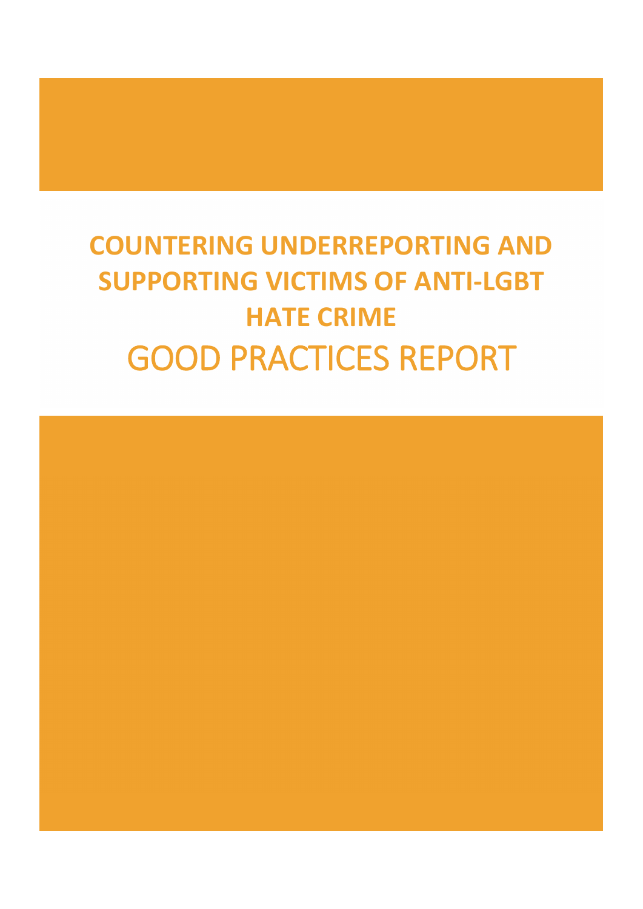# COUNTERING UNDERREPORTING AND SUPPORTING VICTIMS OF ANTI-LGBT HATE CRIME

## GOOD PRACTICES REPORT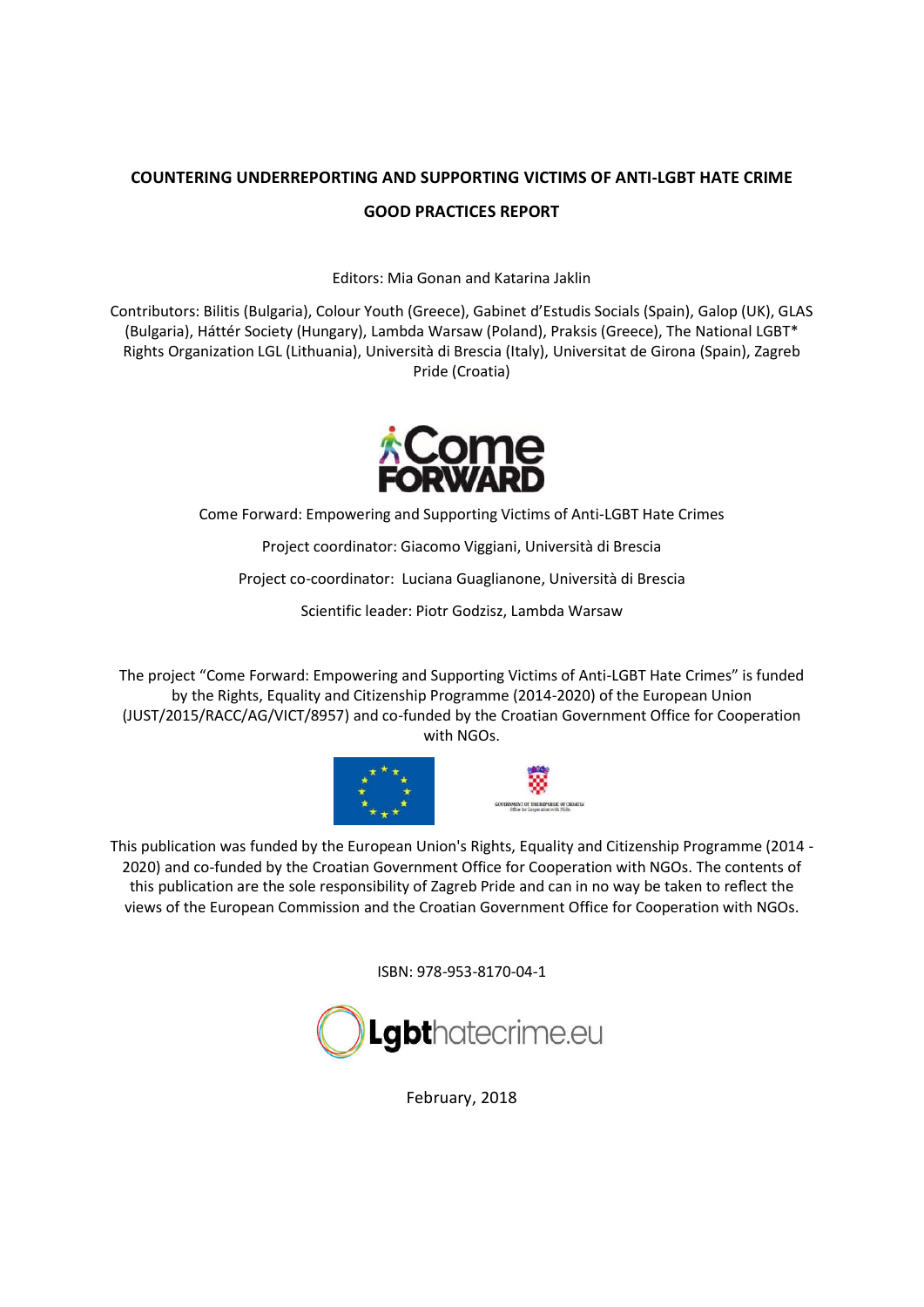**COUNTERING UNDERREPORTING AND SUPPORTING VICTIMS OF ANTI-LGBT HATE CRIME**

**GOOD PRACTICES REPORT**

Editors: Mia Gonan and Katarina Jaklin

Contributors: Bilitis (Bulgaria), Colour Youth (Greece), Gabinet d'Estudis Socials (Spain), Galop (UK), GLAS (Bulgaria), Háttér Society (Hungary), Lambda Warsaw (Poland), Praksis (Greece), The National LGBT* Rights Organization LGL (Lithuania), Università di Brescia (Italy), Universitat de Girona (Spain), Zagreb Pride (Croatia)

Come Forward: Empowering and Supporting Victims of Anti-LGBT Hate Crimes

Project coordinator: Giacomo Viggiani, Università di Brescia

Project co-coordinator: Luciana Guaglianone, Università di Brescia

Scientific leader: Piotr Godzisz, Lambda Warsaw

The project "Come Forward: Empowering and Supporting Victims of Anti-LGBT Hate Crimes" is funded by the Rights, Equality and Citizenship Programme (2014-2020) of the European Union (JUST/2015/RACC/AG/VICT/8957) and co-funded by the Croatian Government Office for Cooperation with NGOs.

This publication was funded by the European Union's Rights, Equality and Citizenship Programme (2014 - 2020) and co-funded by the Croatian Government Office for Cooperation with NGOs. The contents of this publication are the sole responsibility of Zagreb Pride and can in no way be taken to reflect the views of the European Commission and the Croatian Government Office for Cooperation with NGOs.

ISBN: 978-953-8170-04-1

Lgbthatecrime.eu

February, 2018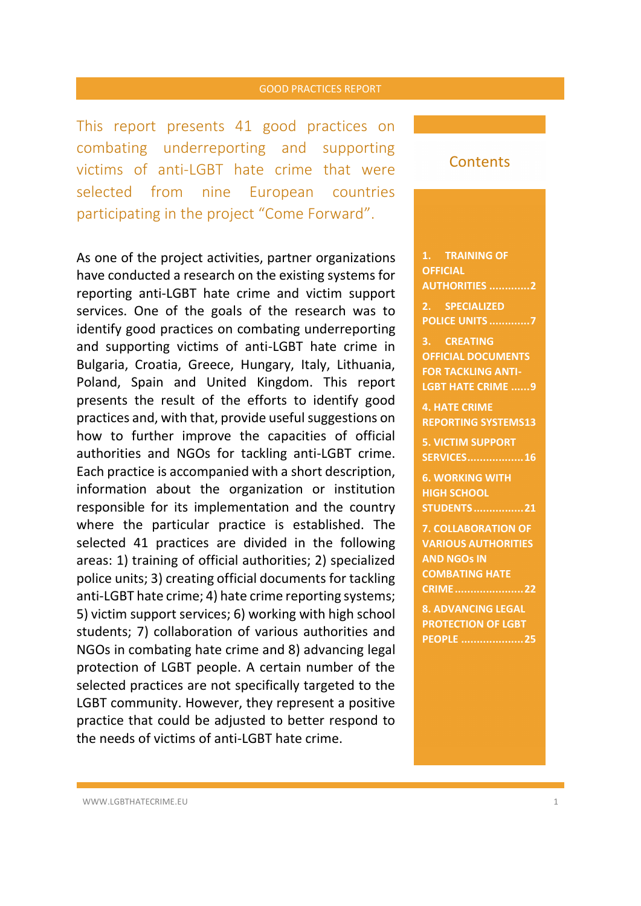This report presents 41 good practices on combating underreporting and supporting victims of anti-LGBT hate crime that were selected from nine European countries participating in the project "Come Forward".

As one of the project activities, partner organizations have conducted a research on the existing systems for reporting anti-LGBT hate crime and victim support services. One of the goals of the research was to identify good practices on combating underreporting and supporting victims of anti-LGBT hate crime in Bulgaria, Croatia, Greece, Hungary, Italy, Lithuania, Poland, Spain and United Kingdom. This report presents the result of the efforts to identify good practices and, with that, provide useful suggestions on how to further improve the capacities of official authorities and NGOs for tackling anti-LGBT crime. Each practice is accompanied with a short description, information about the organization or institution responsible for its implementation and the country where the particular practice is established. The selected 41 practices are divided in the following areas: 1) training of official authorities; 2) specialized police units; 3) creating official documents for tackling anti-LGBT hate crime; 4) hate crime reporting systems; 5) victim support services; 6) working with high school students; 7) collaboration of various authorities and NGOs in combating hate crime and 8) advancing legal protection of LGBT people. A certain number of the selected practices are not specifically targeted to the LGBT community. However, they represent a positive practice that could be adjusted to better respond to the needs of victims of anti-LGBT hate crime.

## Contents

1. **TRAINING OF OFFICIAL AUTHORITIES** ............2
2. **SPECIALIZED POLICE UNITS** ............7
3. **CREATING OFFICIAL DOCUMENTS FOR TACKLING ANTI-LGBT HATE CRIME** ......9
4. **HATE CRIME REPORTING SYSTEMS** 13
5. **VICTIM SUPPORT SERVICES**..................16
6. **WORKING WITH HIGH SCHOOL STUDENTS**................21
7. **COLLABORATION OF VARIOUS AUTHORITIES AND NGOs IN COMBATING HATE CRIME**......................22
8. **ADVANCING LEGAL PROTECTION OF LGBT PEOPLE** ....................25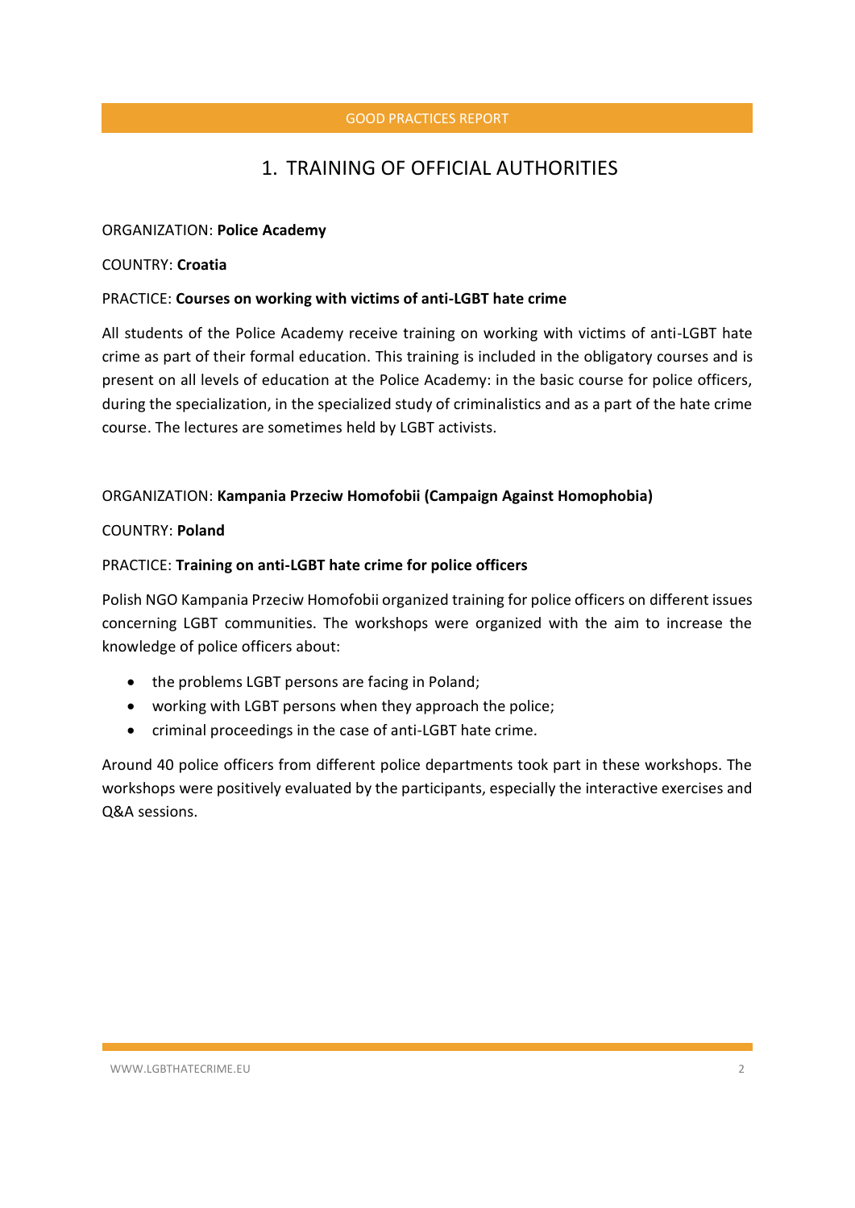# 1. TRAINING OF OFFICIAL AUTHORITIES

ORGANIZATION: **Police Academy**

COUNTRY: **Croatia**

PRACTICE: **Courses on working with victims of anti-LGBT hate crime**

All students of the Police Academy receive training on working with victims of anti-LGBT hate crime as part of their formal education. This training is included in the obligatory courses and is present on all levels of education at the Police Academy: in the basic course for police officers, during the specialization, in the specialized study of criminalistics and as a part of the hate crime course. The lectures are sometimes held by LGBT activists.

ORGANIZATION: **Kampania Przeciw Homofobii (Campaign Against Homophobia)**

COUNTRY: **Poland**

PRACTICE: **Training on anti-LGBT hate crime for police officers**

Polish NGO Kampania Przeciw Homofobii organized training for police officers on different issues concerning LGBT communities. The workshops were organized with the aim to increase the knowledge of police officers about:

- the problems LGBT persons are facing in Poland;
- working with LGBT persons when they approach the police;
- criminal proceedings in the case of anti-LGBT hate crime.

Around 40 police officers from different police departments took part in these workshops. The workshops were positively evaluated by the participants, especially the interactive exercises and Q&A sessions.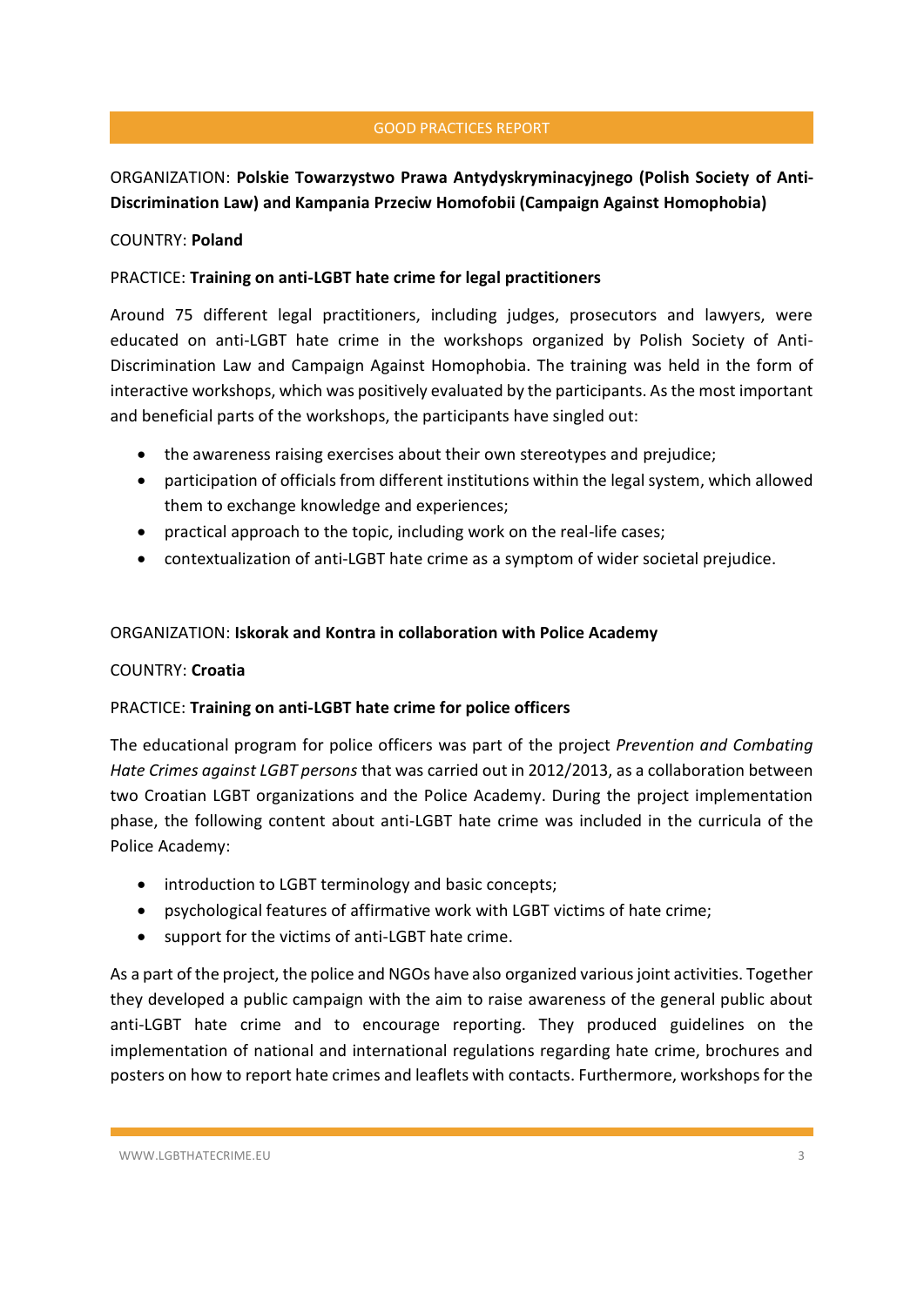ORGANIZATION: **Polskie Towarzystwo Prawa Antydyskryminacyjnego (Polish Society of Anti-Discrimination Law) and Kampania Przeciw Homofobii (Campaign Against Homophobia)**

COUNTRY: **Poland**

PRACTICE: **Training on anti-LGBT hate crime for legal practitioners**

Around 75 different legal practitioners, including judges, prosecutors and lawyers, were educated on anti-LGBT hate crime in the workshops organized by Polish Society of Anti-Discrimination Law and Campaign Against Homophobia. The training was held in the form of interactive workshops, which was positively evaluated by the participants. As the most important and beneficial parts of the workshops, the participants have singled out:

- the awareness raising exercises about their own stereotypes and prejudice;
- participation of officials from different institutions within the legal system, which allowed them to exchange knowledge and experiences;
- practical approach to the topic, including work on the real-life cases;
- contextualization of anti-LGBT hate crime as a symptom of wider societal prejudice.

ORGANIZATION: **Iskorak and Kontra in collaboration with Police Academy**

COUNTRY: **Croatia**

PRACTICE: **Training on anti-LGBT hate crime for police officers**

The educational program for police officers was part of the project *Prevention and Combating Hate Crimes against LGBT persons* that was carried out in 2012/2013, as a collaboration between two Croatian LGBT organizations and the Police Academy. During the project implementation phase, the following content about anti-LGBT hate crime was included in the curricula of the Police Academy:

- introduction to LGBT terminology and basic concepts;
- psychological features of affirmative work with LGBT victims of hate crime;
- support for the victims of anti-LGBT hate crime.

As a part of the project, the police and NGOs have also organized various joint activities. Together they developed a public campaign with the aim to raise awareness of the general public about anti-LGBT hate crime and to encourage reporting. They produced guidelines on the implementation of national and international regulations regarding hate crime, brochures and posters on how to report hate crimes and leaflets with contacts. Furthermore, workshops for the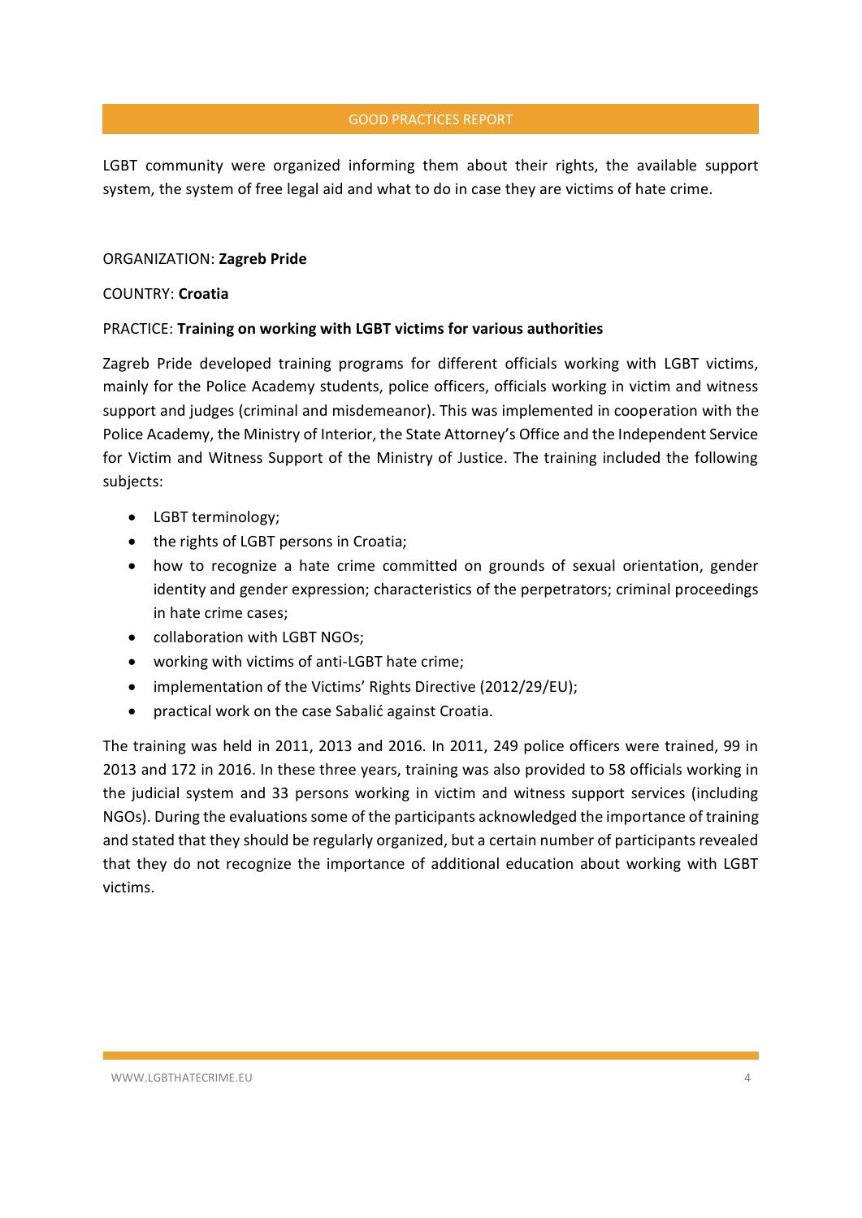LGBT community were organized informing them about their rights, the available support system, the system of free legal aid and what to do in case they are victims of hate crime.

ORGANIZATION: **Zagreb Pride**

COUNTRY: **Croatia**

PRACTICE: **Training on working with LGBT victims for various authorities**

Zagreb Pride developed training programs for different officials working with LGBT victims, mainly for the Police Academy students, police officers, officials working in victim and witness support and judges (criminal and misdemeanor). This was implemented in cooperation with the Police Academy, the Ministry of Interior, the State Attorney's Office and the Independent Service for Victim and Witness Support of the Ministry of Justice. The training included the following subjects:

- LGBT terminology;
- the rights of LGBT persons in Croatia;
- how to recognize a hate crime committed on grounds of sexual orientation, gender identity and gender expression; characteristics of the perpetrators; criminal proceedings in hate crime cases;
- collaboration with LGBT NGOs;
- working with victims of anti-LGBT hate crime;
- implementation of the Victims' Rights Directive (2012/29/EU);
- practical work on the case Sabalić against Croatia.

The training was held in 2011, 2013 and 2016. In 2011, 249 police officers were trained, 99 in 2013 and 172 in 2016. In these three years, training was also provided to 58 officials working in the judicial system and 33 persons working in victim and witness support services (including NGOs). During the evaluations some of the participants acknowledged the importance of training and stated that they should be regularly organized, but a certain number of participants revealed that they do not recognize the importance of additional education about working with LGBT victims.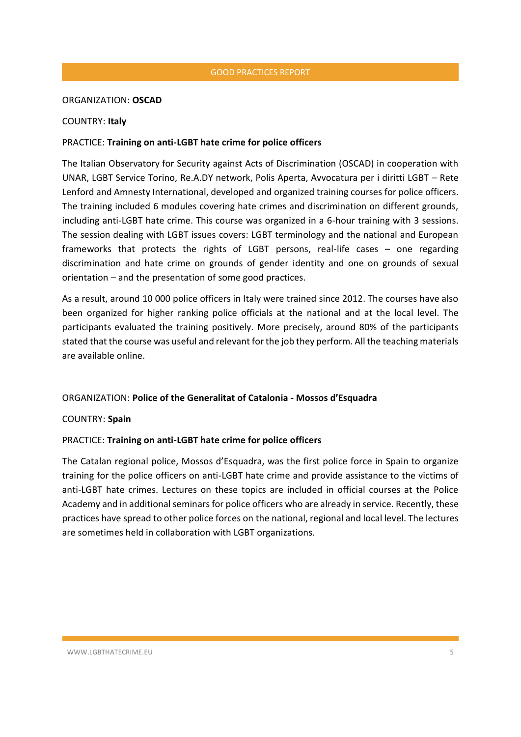ORGANIZATION: **OSCAD**

COUNTRY: **Italy**

PRACTICE: **Training on anti-LGBT hate crime for police officers**

The Italian Observatory for Security against Acts of Discrimination (OSCAD) in cooperation with UNAR, LGBT Service Torino, Re.A.DY network, Polis Aperta, Avvocatura per i diritti LGBT – Rete Lenford and Amnesty International, developed and organized training courses for police officers. The training included 6 modules covering hate crimes and discrimination on different grounds, including anti-LGBT hate crime. This course was organized in a 6-hour training with 3 sessions. The session dealing with LGBT issues covers: LGBT terminology and the national and European frameworks that protects the rights of LGBT persons, real-life cases – one regarding discrimination and hate crime on grounds of gender identity and one on grounds of sexual orientation – and the presentation of some good practices.

As a result, around 10 000 police officers in Italy were trained since 2012. The courses have also been organized for higher ranking police officials at the national and at the local level. The participants evaluated the training positively. More precisely, around 80% of the participants stated that the course was useful and relevant for the job they perform. All the teaching materials are available online.

ORGANIZATION: **Police of the Generalitat of Catalonia - Mossos d'Esquadra**

COUNTRY: **Spain**

PRACTICE: **Training on anti-LGBT hate crime for police officers**

The Catalan regional police, Mossos d'Esquadra, was the first police force in Spain to organize training for the police officers on anti-LGBT hate crime and provide assistance to the victims of anti-LGBT hate crimes. Lectures on these topics are included in official courses at the Police Academy and in additional seminars for police officers who are already in service. Recently, these practices have spread to other police forces on the national, regional and local level. The lectures are sometimes held in collaboration with LGBT organizations.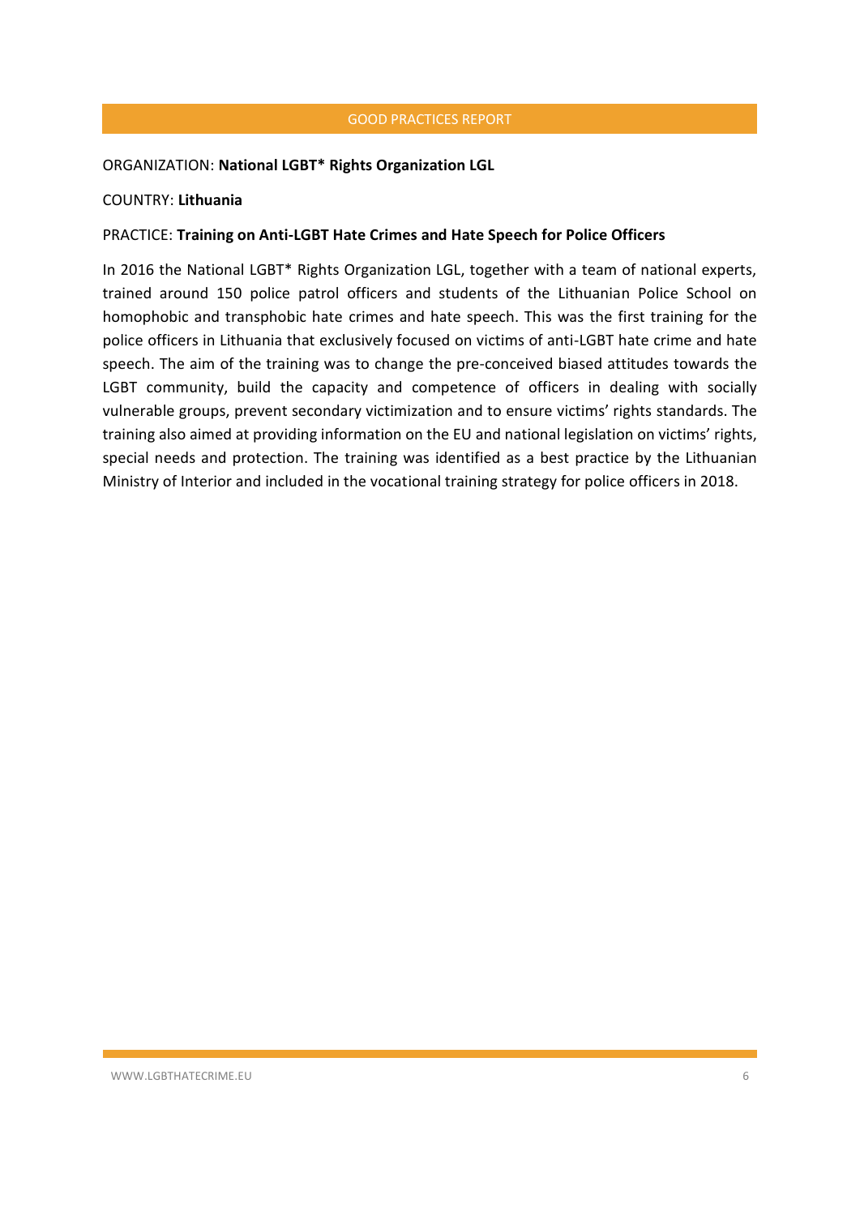ORGANIZATION: **National LGBT* Rights Organization LGL**

COUNTRY: **Lithuania**

PRACTICE: **Training on Anti-LGBT Hate Crimes and Hate Speech for Police Officers**

In 2016 the National LGBT* Rights Organization LGL, together with a team of national experts, trained around 150 police patrol officers and students of the Lithuanian Police School on homophobic and transphobic hate crimes and hate speech. This was the first training for the police officers in Lithuania that exclusively focused on victims of anti-LGBT hate crime and hate speech. The aim of the training was to change the pre-conceived biased attitudes towards the LGBT community, build the capacity and competence of officers in dealing with socially vulnerable groups, prevent secondary victimization and to ensure victims' rights standards. The training also aimed at providing information on the EU and national legislation on victims' rights, special needs and protection. The training was identified as a best practice by the Lithuanian Ministry of Interior and included in the vocational training strategy for police officers in 2018.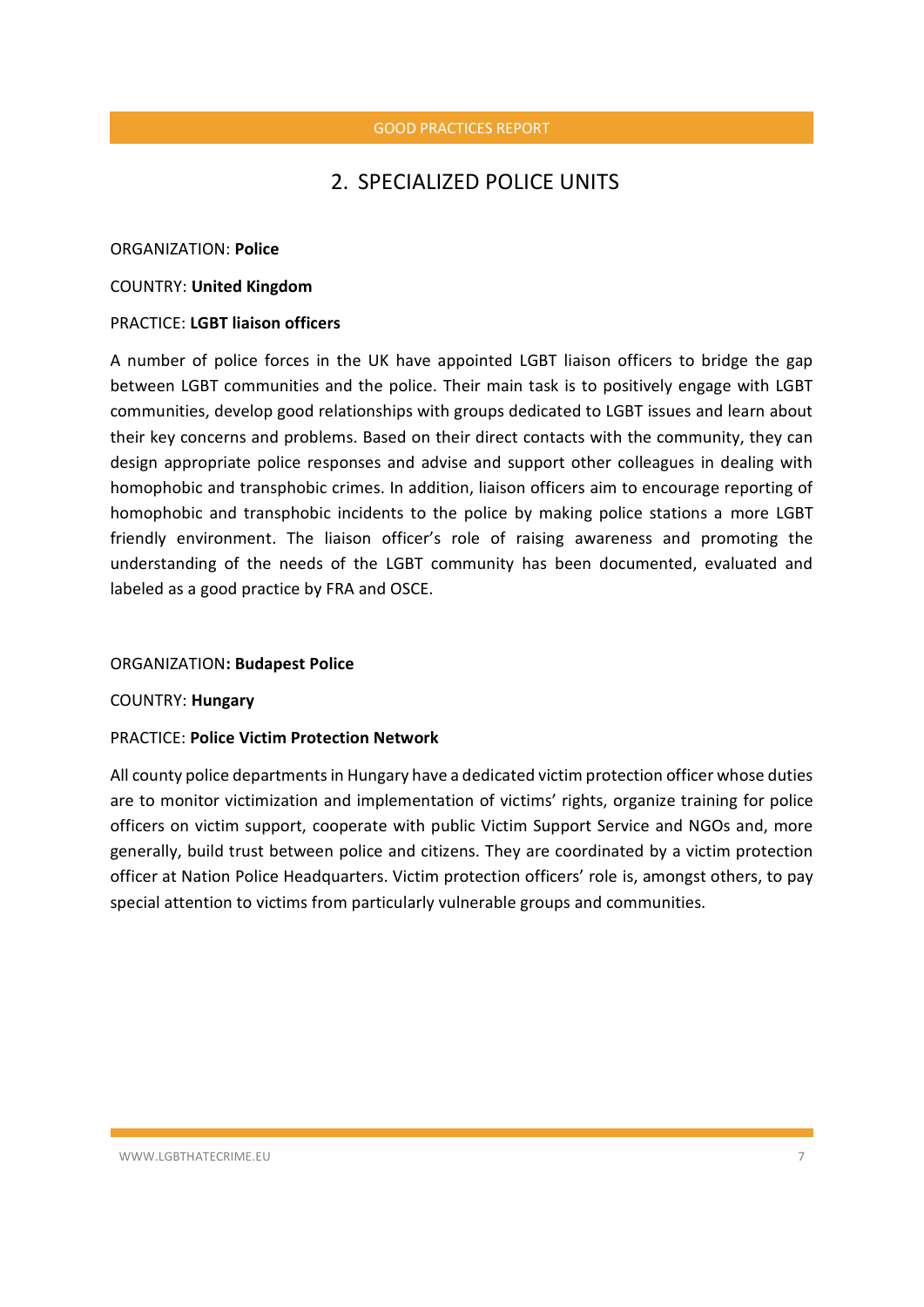## 2. SPECIALIZED POLICE UNITS

ORGANIZATION: **Police**

COUNTRY: **United Kingdom**

PRACTICE: **LGBT liaison officers**

A number of police forces in the UK have appointed LGBT liaison officers to bridge the gap between LGBT communities and the police. Their main task is to positively engage with LGBT communities, develop good relationships with groups dedicated to LGBT issues and learn about their key concerns and problems. Based on their direct contacts with the community, they can design appropriate police responses and advise and support other colleagues in dealing with homophobic and transphobic crimes. In addition, liaison officers aim to encourage reporting of homophobic and transphobic incidents to the police by making police stations a more LGBT friendly environment. The liaison officer's role of raising awareness and promoting the understanding of the needs of the LGBT community has been documented, evaluated and labeled as a good practice by FRA and OSCE.

ORGANIZATION**: Budapest Police**

COUNTRY: **Hungary**

PRACTICE: **Police Victim Protection Network**

All county police departments in Hungary have a dedicated victim protection officer whose duties are to monitor victimization and implementation of victims' rights, organize training for police officers on victim support, cooperate with public Victim Support Service and NGOs and, more generally, build trust between police and citizens. They are coordinated by a victim protection officer at Nation Police Headquarters. Victim protection officers' role is, amongst others, to pay special attention to victims from particularly vulnerable groups and communities.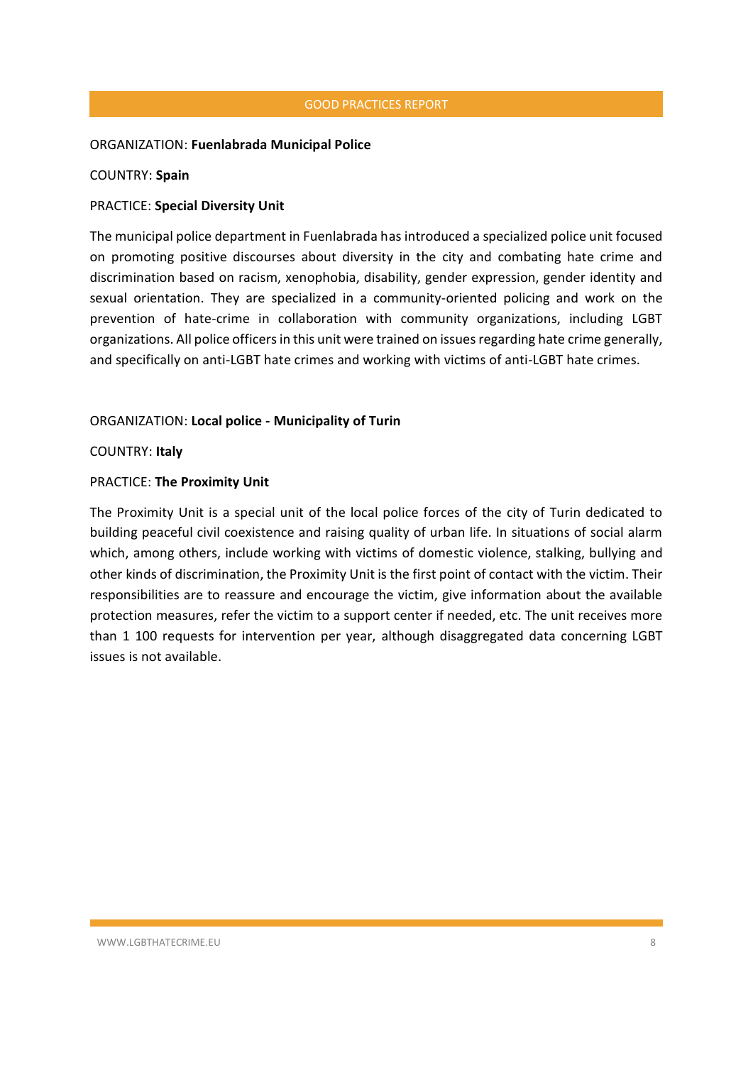ORGANIZATION: **Fuenlabrada Municipal Police**

COUNTRY: **Spain**

PRACTICE: **Special Diversity Unit**

The municipal police department in Fuenlabrada has introduced a specialized police unit focused on promoting positive discourses about diversity in the city and combating hate crime and discrimination based on racism, xenophobia, disability, gender expression, gender identity and sexual orientation. They are specialized in a community-oriented policing and work on the prevention of hate-crime in collaboration with community organizations, including LGBT organizations. All police officers in this unit were trained on issues regarding hate crime generally, and specifically on anti-LGBT hate crimes and working with victims of anti-LGBT hate crimes.

ORGANIZATION: **Local police - Municipality of Turin**

COUNTRY: **Italy**

PRACTICE: **The Proximity Unit**

The Proximity Unit is a special unit of the local police forces of the city of Turin dedicated to building peaceful civil coexistence and raising quality of urban life. In situations of social alarm which, among others, include working with victims of domestic violence, stalking, bullying and other kinds of discrimination, the Proximity Unit is the first point of contact with the victim. Their responsibilities are to reassure and encourage the victim, give information about the available protection measures, refer the victim to a support center if needed, etc. The unit receives more than 1 100 requests for intervention per year, although disaggregated data concerning LGBT issues is not available.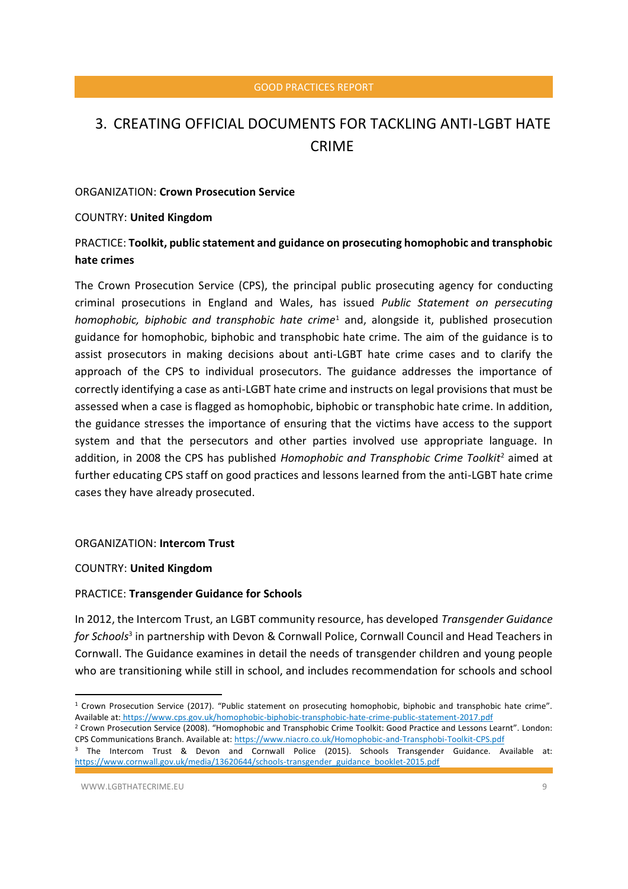# 3. CREATING OFFICIAL DOCUMENTS FOR TACKLING ANTI-LGBT HATE CRIME

ORGANIZATION: **Crown Prosecution Service**

COUNTRY: **United Kingdom**

PRACTICE: **Toolkit, public statement and guidance on prosecuting homophobic and transphobic hate crimes**

The Crown Prosecution Service (CPS), the principal public prosecuting agency for conducting criminal prosecutions in England and Wales, has issued *Public Statement on persecuting homophobic, biphobic and transphobic hate crime*[1] and, alongside it, published prosecution guidance for homophobic, biphobic and transphobic hate crime. The aim of the guidance is to assist prosecutors in making decisions about anti-LGBT hate crime cases and to clarify the approach of the CPS to individual prosecutors. The guidance addresses the importance of correctly identifying a case as anti-LGBT hate crime and instructs on legal provisions that must be assessed when a case is flagged as homophobic, biphobic or transphobic hate crime. In addition, the guidance stresses the importance of ensuring that the victims have access to the support system and that the persecutors and other parties involved use appropriate language. In addition, in 2008 the CPS has published *Homophobic and Transphobic Crime Toolkit*[2] aimed at further educating CPS staff on good practices and lessons learned from the anti-LGBT hate crime cases they have already prosecuted.

ORGANIZATION: **Intercom Trust**

COUNTRY: **United Kingdom**

PRACTICE: **Transgender Guidance for Schools**

In 2012, the Intercom Trust, an LGBT community resource, has developed *Transgender Guidance for Schools*[3] in partnership with Devon & Cornwall Police, Cornwall Council and Head Teachers in Cornwall. The Guidance examines in detail the needs of transgender children and young people who are transitioning while still in school, and includes recommendation for schools and school

---

[1] Crown Prosecution Service (2017). "Public statement on prosecuting homophobic, biphobic and transphobic hate crime". Available at: https://www.cps.gov.uk/homophobic-biphobic-transphobic-hate-crime-public-statement-2017.pdf

[2] Crown Prosecution Service (2008). "Homophobic and Transphobic Crime Toolkit: Good Practice and Lessons Learnt". London: CPS Communications Branch. Available at: https://www.niacro.co.uk/Homophobic-and-Transphobi-Toolkit-CPS.pdf

[3] The Intercom Trust & Devon and Cornwall Police (2015). Schools Transgender Guidance. Available at: https://www.cornwall.gov.uk/media/13620644/schools-transgender_guidance_booklet-2015.pdf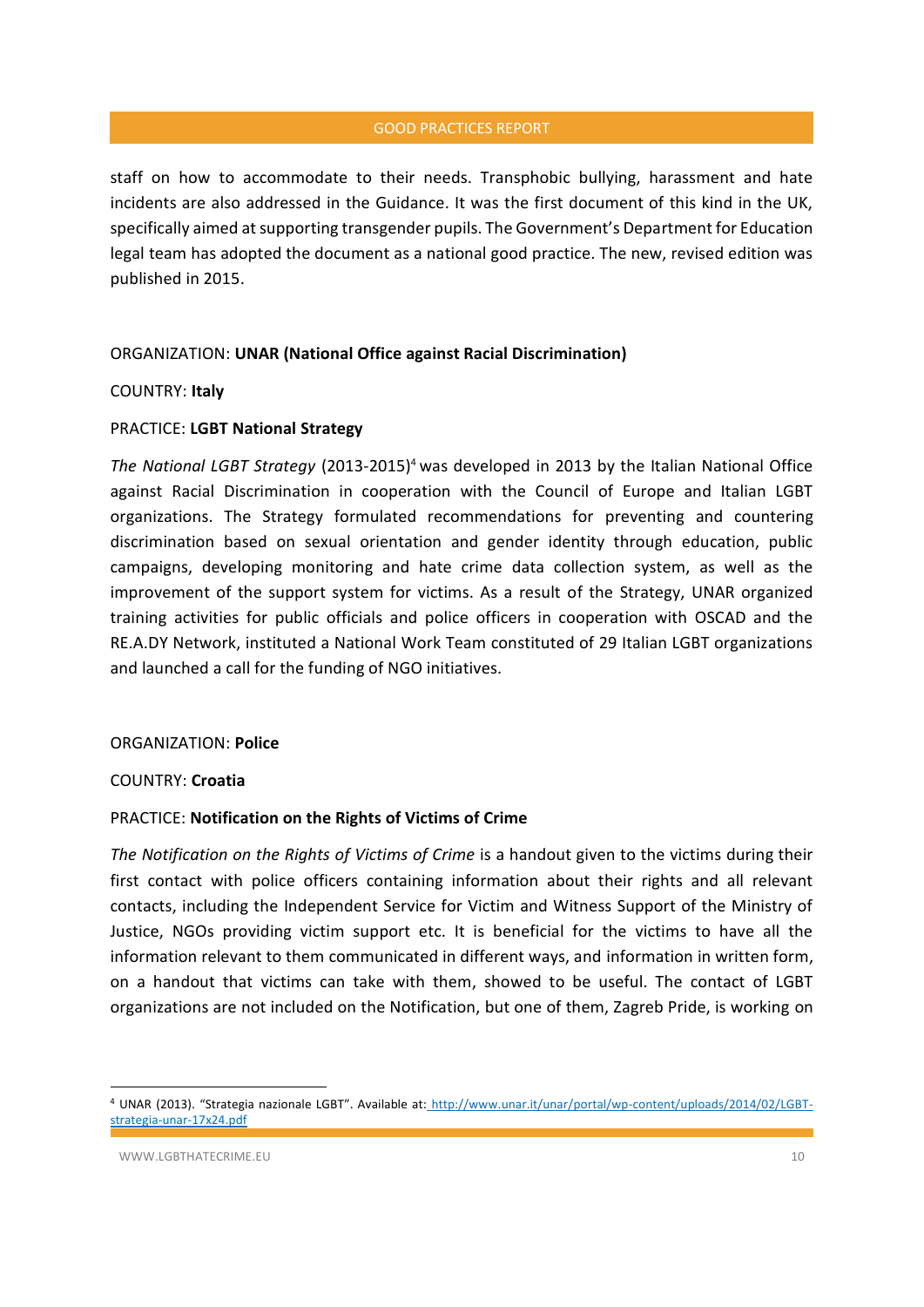staff on how to accommodate to their needs. Transphobic bullying, harassment and hate incidents are also addressed in the Guidance. It was the first document of this kind in the UK, specifically aimed at supporting transgender pupils. The Government's Department for Education legal team has adopted the document as a national good practice. The new, revised edition was published in 2015.

ORGANIZATION: **UNAR (National Office against Racial Discrimination)**

COUNTRY: **Italy**

PRACTICE: **LGBT National Strategy**

*The National LGBT Strategy* (2013-2015)[4] was developed in 2013 by the Italian National Office against Racial Discrimination in cooperation with the Council of Europe and Italian LGBT organizations. The Strategy formulated recommendations for preventing and countering discrimination based on sexual orientation and gender identity through education, public campaigns, developing monitoring and hate crime data collection system, as well as the improvement of the support system for victims. As a result of the Strategy, UNAR organized training activities for public officials and police officers in cooperation with OSCAD and the RE.A.DY Network, instituted a National Work Team constituted of 29 Italian LGBT organizations and launched a call for the funding of NGO initiatives.

ORGANIZATION: **Police**

COUNTRY: **Croatia**

PRACTICE: **Notification on the Rights of Victims of Crime**

*The Notification on the Rights of Victims of Crime* is a handout given to the victims during their first contact with police officers containing information about their rights and all relevant contacts, including the Independent Service for Victim and Witness Support of the Ministry of Justice, NGOs providing victim support etc. It is beneficial for the victims to have all the information relevant to them communicated in different ways, and information in written form, on a handout that victims can take with them, showed to be useful. The contact of LGBT organizations are not included on the Notification, but one of them, Zagreb Pride, is working on

[4] UNAR (2013). "Strategia nazionale LGBT". Available at: http://www.unar.it/unar/portal/wp-content/uploads/2014/02/LGBT-strategia-unar-17x24.pdf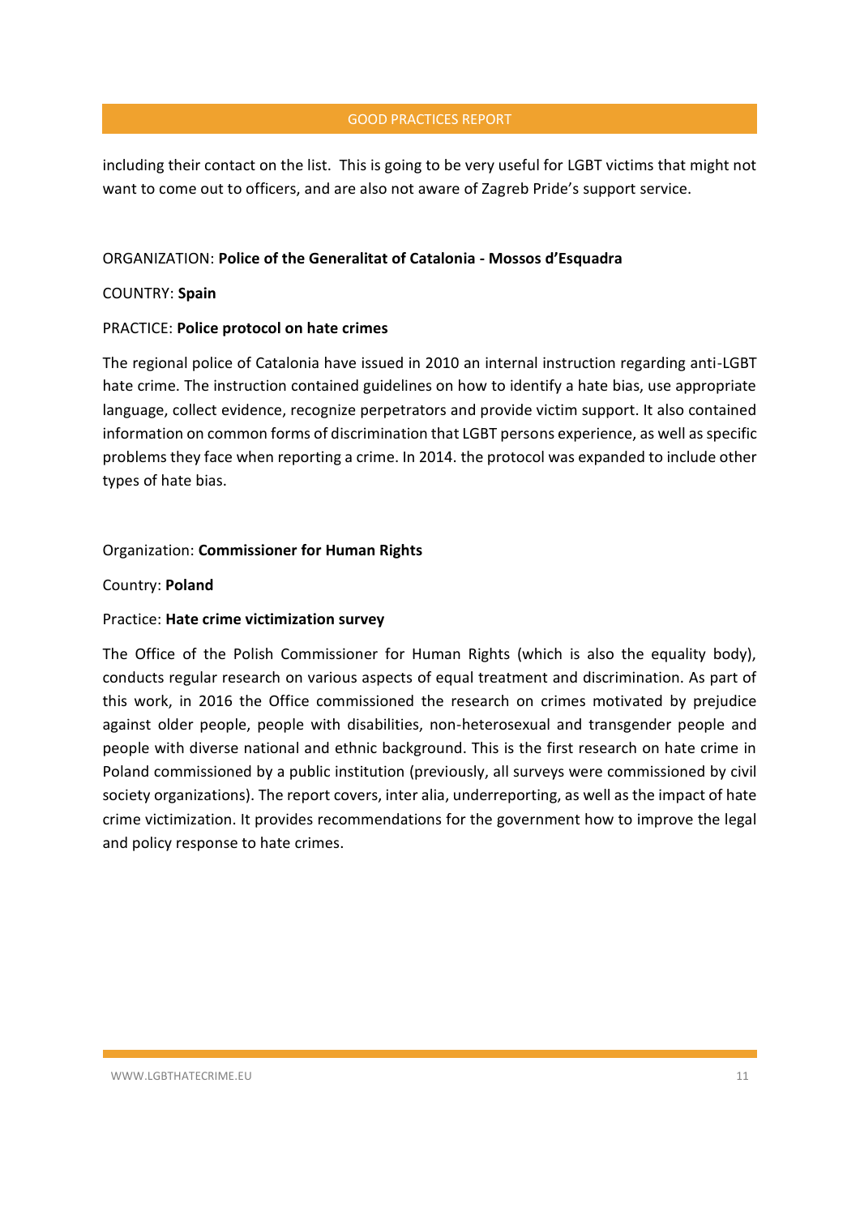including their contact on the list. This is going to be very useful for LGBT victims that might not want to come out to officers, and are also not aware of Zagreb Pride's support service.

ORGANIZATION: **Police of the Generalitat of Catalonia - Mossos d'Esquadra**

COUNTRY: **Spain**

PRACTICE: **Police protocol on hate crimes**

The regional police of Catalonia have issued in 2010 an internal instruction regarding anti-LGBT hate crime. The instruction contained guidelines on how to identify a hate bias, use appropriate language, collect evidence, recognize perpetrators and provide victim support. It also contained information on common forms of discrimination that LGBT persons experience, as well as specific problems they face when reporting a crime. In 2014. the protocol was expanded to include other types of hate bias.

Organization: **Commissioner for Human Rights**

Country: **Poland**

Practice: **Hate crime victimization survey**

The Office of the Polish Commissioner for Human Rights (which is also the equality body), conducts regular research on various aspects of equal treatment and discrimination. As part of this work, in 2016 the Office commissioned the research on crimes motivated by prejudice against older people, people with disabilities, non-heterosexual and transgender people and people with diverse national and ethnic background. This is the first research on hate crime in Poland commissioned by a public institution (previously, all surveys were commissioned by civil society organizations). The report covers, inter alia, underreporting, as well as the impact of hate crime victimization. It provides recommendations for the government how to improve the legal and policy response to hate crimes.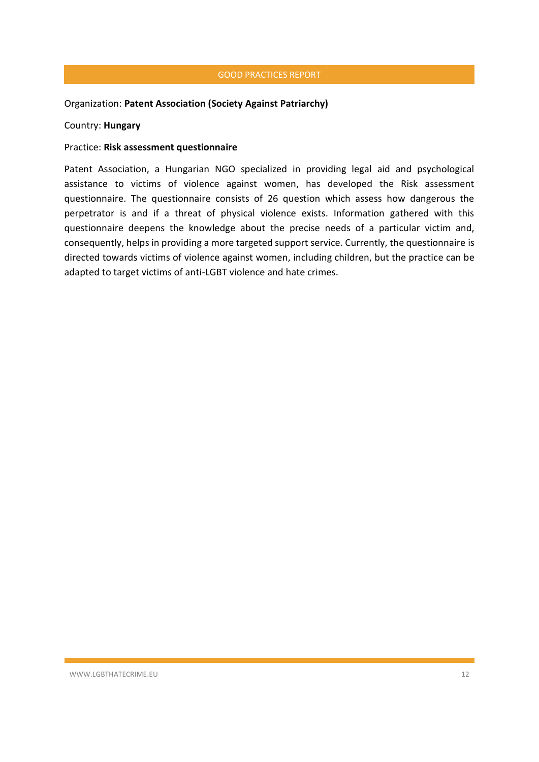Organization: **Patent Association (Society Against Patriarchy)**

Country: **Hungary**

Practice: **Risk assessment questionnaire**

Patent Association, a Hungarian NGO specialized in providing legal aid and psychological assistance to victims of violence against women, has developed the Risk assessment questionnaire. The questionnaire consists of 26 question which assess how dangerous the perpetrator is and if a threat of physical violence exists. Information gathered with this questionnaire deepens the knowledge about the precise needs of a particular victim and, consequently, helps in providing a more targeted support service. Currently, the questionnaire is directed towards victims of violence against women, including children, but the practice can be adapted to target victims of anti-LGBT violence and hate crimes.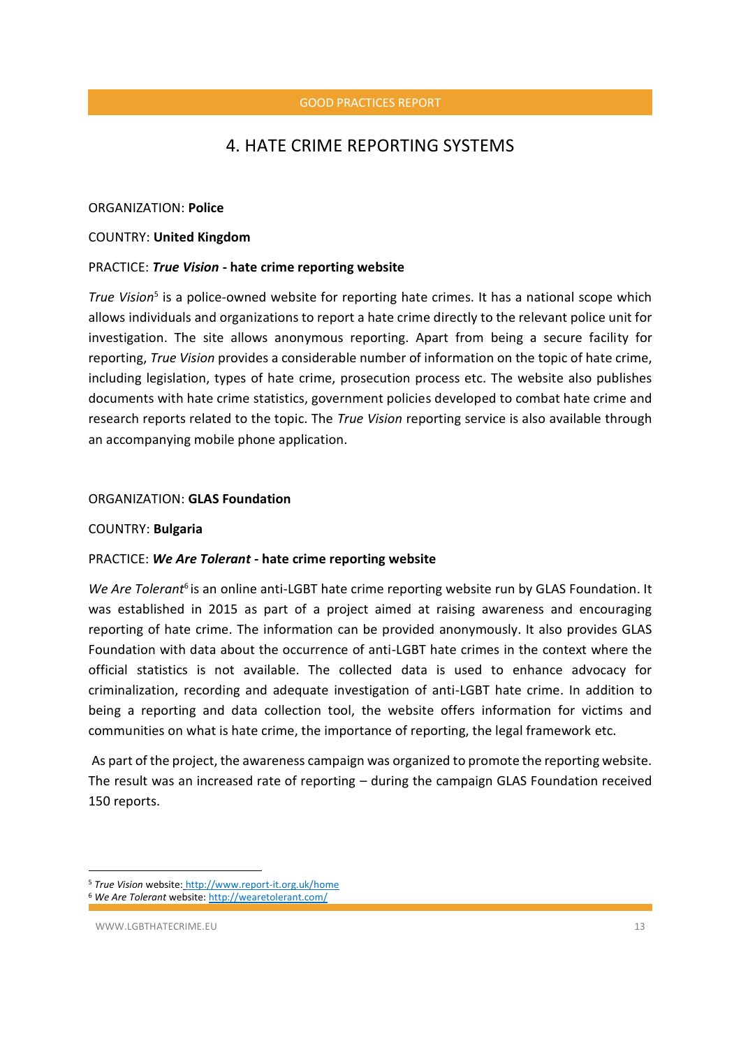# 4. HATE CRIME REPORTING SYSTEMS

ORGANIZATION: **Police**

COUNTRY: **United Kingdom**

PRACTICE: ***True Vision* - hate crime reporting website**

*True Vision*[5] is a police-owned website for reporting hate crimes. It has a national scope which allows individuals and organizations to report a hate crime directly to the relevant police unit for investigation. The site allows anonymous reporting. Apart from being a secure facility for reporting, *True Vision* provides a considerable number of information on the topic of hate crime, including legislation, types of hate crime, prosecution process etc. The website also publishes documents with hate crime statistics, government policies developed to combat hate crime and research reports related to the topic. The *True Vision* reporting service is also available through an accompanying mobile phone application.

ORGANIZATION: **GLAS Foundation**

COUNTRY: **Bulgaria**

PRACTICE: ***We Are Tolerant* - hate crime reporting website**

*We Are Tolerant*[6] is an online anti-LGBT hate crime reporting website run by GLAS Foundation. It was established in 2015 as part of a project aimed at raising awareness and encouraging reporting of hate crime. The information can be provided anonymously. It also provides GLAS Foundation with data about the occurrence of anti-LGBT hate crimes in the context where the official statistics is not available. The collected data is used to enhance advocacy for criminalization, recording and adequate investigation of anti-LGBT hate crime. In addition to being a reporting and data collection tool, the website offers information for victims and communities on what is hate crime, the importance of reporting, the legal framework etc.

As part of the project, the awareness campaign was organized to promote the reporting website. The result was an increased rate of reporting – during the campaign GLAS Foundation received 150 reports.

---

[5] *True Vision* website: http://www.report-it.org.uk/home

[6] *We Are Tolerant* website: http://wearetolerant.com/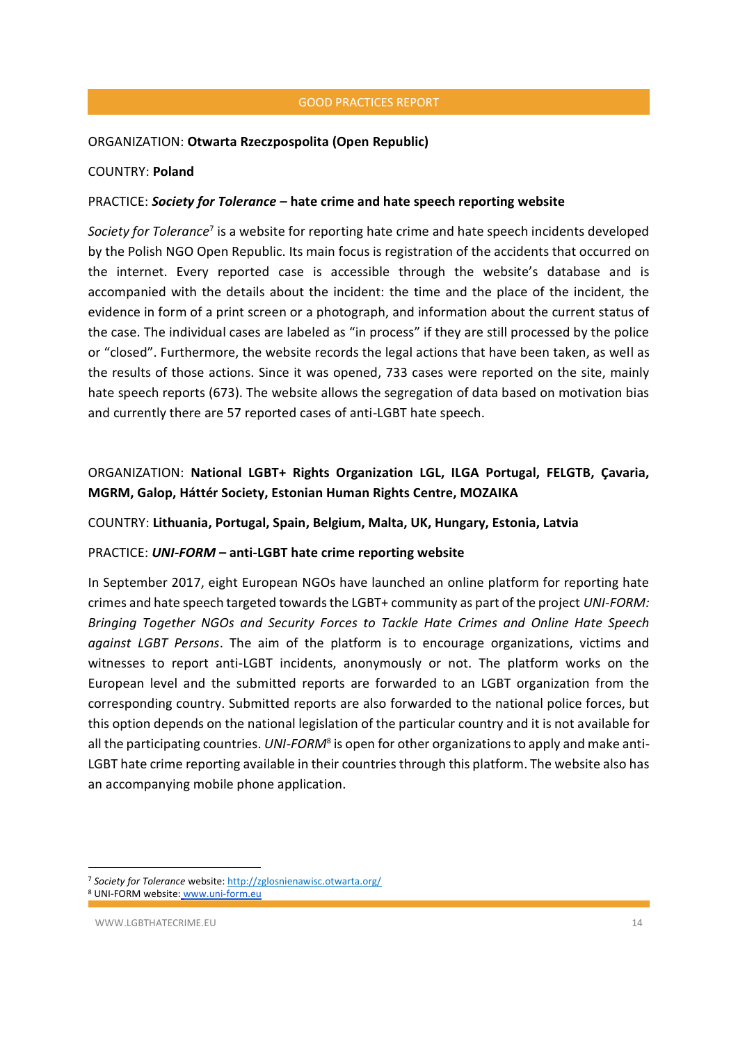ORGANIZATION: **Otwarta Rzeczpospolita (Open Republic)**

COUNTRY: **Poland**

PRACTICE: ***Society for Tolerance* – hate crime and hate speech reporting website**

*Society for Tolerance*[7] is a website for reporting hate crime and hate speech incidents developed by the Polish NGO Open Republic. Its main focus is registration of the accidents that occurred on the internet. Every reported case is accessible through the website's database and is accompanied with the details about the incident: the time and the place of the incident, the evidence in form of a print screen or a photograph, and information about the current status of the case. The individual cases are labeled as "in process" if they are still processed by the police or "closed". Furthermore, the website records the legal actions that have been taken, as well as the results of those actions. Since it was opened, 733 cases were reported on the site, mainly hate speech reports (673). The website allows the segregation of data based on motivation bias and currently there are 57 reported cases of anti-LGBT hate speech.

ORGANIZATION: **National LGBT+ Rights Organization LGL, ILGA Portugal, FELGTB, Çavaria, MGRM, Galop, Háttér Society, Estonian Human Rights Centre, MOZAIKA**

COUNTRY: **Lithuania, Portugal, Spain, Belgium, Malta, UK, Hungary, Estonia, Latvia**

PRACTICE: ***UNI-FORM* – anti-LGBT hate crime reporting website**

In September 2017, eight European NGOs have launched an online platform for reporting hate crimes and hate speech targeted towards the LGBT+ community as part of the project *UNI-FORM: Bringing Together NGOs and Security Forces to Tackle Hate Crimes and Online Hate Speech against LGBT Persons*. The aim of the platform is to encourage organizations, victims and witnesses to report anti-LGBT incidents, anonymously or not. The platform works on the European level and the submitted reports are forwarded to an LGBT organization from the corresponding country. Submitted reports are also forwarded to the national police forces, but this option depends on the national legislation of the particular country and it is not available for all the participating countries. *UNI-FORM*[8] is open for other organizations to apply and make anti-LGBT hate crime reporting available in their countries through this platform. The website also has an accompanying mobile phone application.

---

[7] *Society for Tolerance* website: http://zglosnienawisc.otwarta.org/

[8] UNI-FORM website: www.uni-form.eu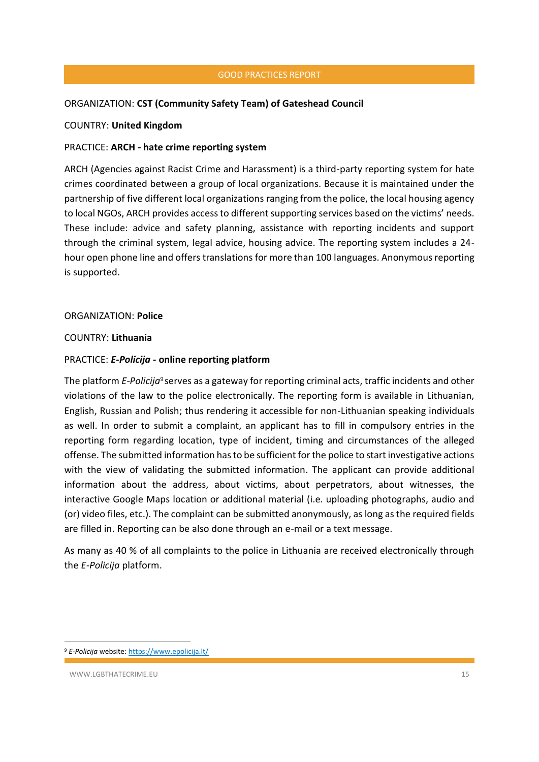GOOD PRACTICES REPORT

ORGANIZATION: **CST (Community Safety Team) of Gateshead Council**

COUNTRY: **United Kingdom**

PRACTICE: **ARCH - hate crime reporting system**

ARCH (Agencies against Racist Crime and Harassment) is a third-party reporting system for hate crimes coordinated between a group of local organizations. Because it is maintained under the partnership of five different local organizations ranging from the police, the local housing agency to local NGOs, ARCH provides access to different supporting services based on the victims' needs. These include: advice and safety planning, assistance with reporting incidents and support through the criminal system, legal advice, housing advice. The reporting system includes a 24-hour open phone line and offers translations for more than 100 languages. Anonymous reporting is supported.

ORGANIZATION: **Police**

COUNTRY: **Lithuania**

PRACTICE: ***E-Policija* - online reporting platform**

The platform *E-Policija*[9] serves as a gateway for reporting criminal acts, traffic incidents and other violations of the law to the police electronically. The reporting form is available in Lithuanian, English, Russian and Polish; thus rendering it accessible for non-Lithuanian speaking individuals as well. In order to submit a complaint, an applicant has to fill in compulsory entries in the reporting form regarding location, type of incident, timing and circumstances of the alleged offense. The submitted information has to be sufficient for the police to start investigative actions with the view of validating the submitted information. The applicant can provide additional information about the address, about victims, about perpetrators, about witnesses, the interactive Google Maps location or additional material (i.e. uploading photographs, audio and (or) video files, etc.). The complaint can be submitted anonymously, as long as the required fields are filled in. Reporting can be also done through an e-mail or a text message.

As many as 40 % of all complaints to the police in Lithuania are received electronically through the *E-Policija* platform.

[9] *E-Policija* website: https://www.epolicija.lt/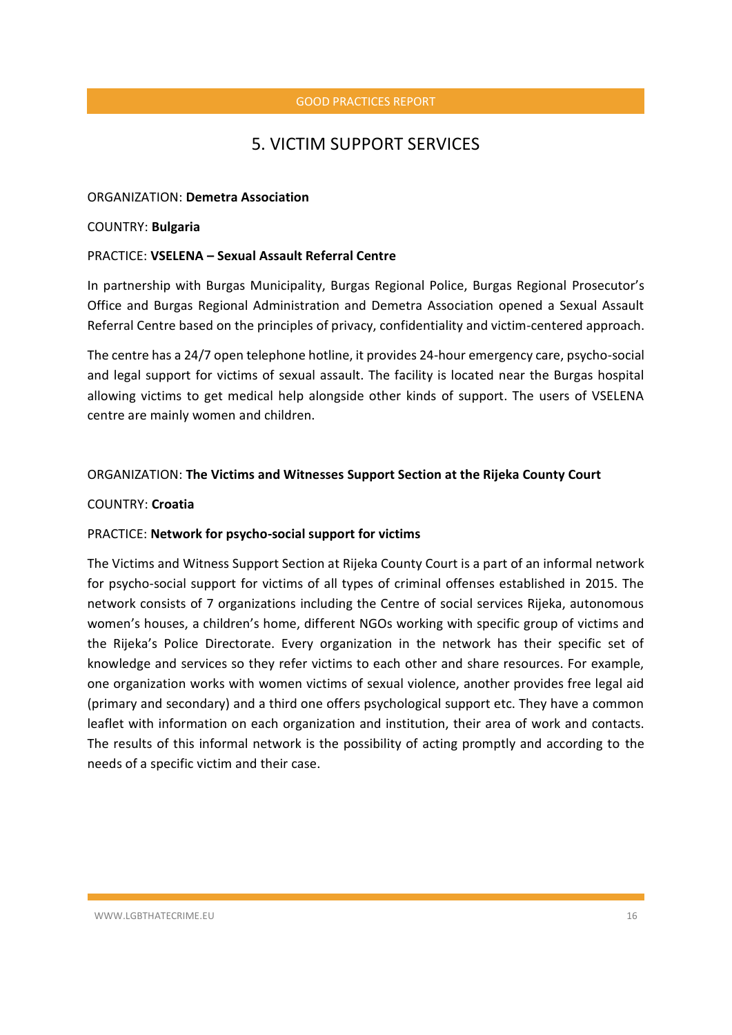## 5. VICTIM SUPPORT SERVICES

ORGANIZATION: **Demetra Association**

COUNTRY: **Bulgaria**

PRACTICE: **VSELENA – Sexual Assault Referral Centre**

In partnership with Burgas Municipality, Burgas Regional Police, Burgas Regional Prosecutor's Office and Burgas Regional Administration and Demetra Association opened a Sexual Assault Referral Centre based on the principles of privacy, confidentiality and victim-centered approach.

The centre has a 24/7 open telephone hotline, it provides 24-hour emergency care, psycho-social and legal support for victims of sexual assault. The facility is located near the Burgas hospital allowing victims to get medical help alongside other kinds of support. The users of VSELENA centre are mainly women and children.

ORGANIZATION: **The Victims and Witnesses Support Section at the Rijeka County Court**

COUNTRY: **Croatia**

PRACTICE: **Network for psycho-social support for victims**

The Victims and Witness Support Section at Rijeka County Court is a part of an informal network for psycho-social support for victims of all types of criminal offenses established in 2015. The network consists of 7 organizations including the Centre of social services Rijeka, autonomous women's houses, a children's home, different NGOs working with specific group of victims and the Rijeka's Police Directorate. Every organization in the network has their specific set of knowledge and services so they refer victims to each other and share resources. For example, one organization works with women victims of sexual violence, another provides free legal aid (primary and secondary) and a third one offers psychological support etc. They have a common leaflet with information on each organization and institution, their area of work and contacts. The results of this informal network is the possibility of acting promptly and according to the needs of a specific victim and their case.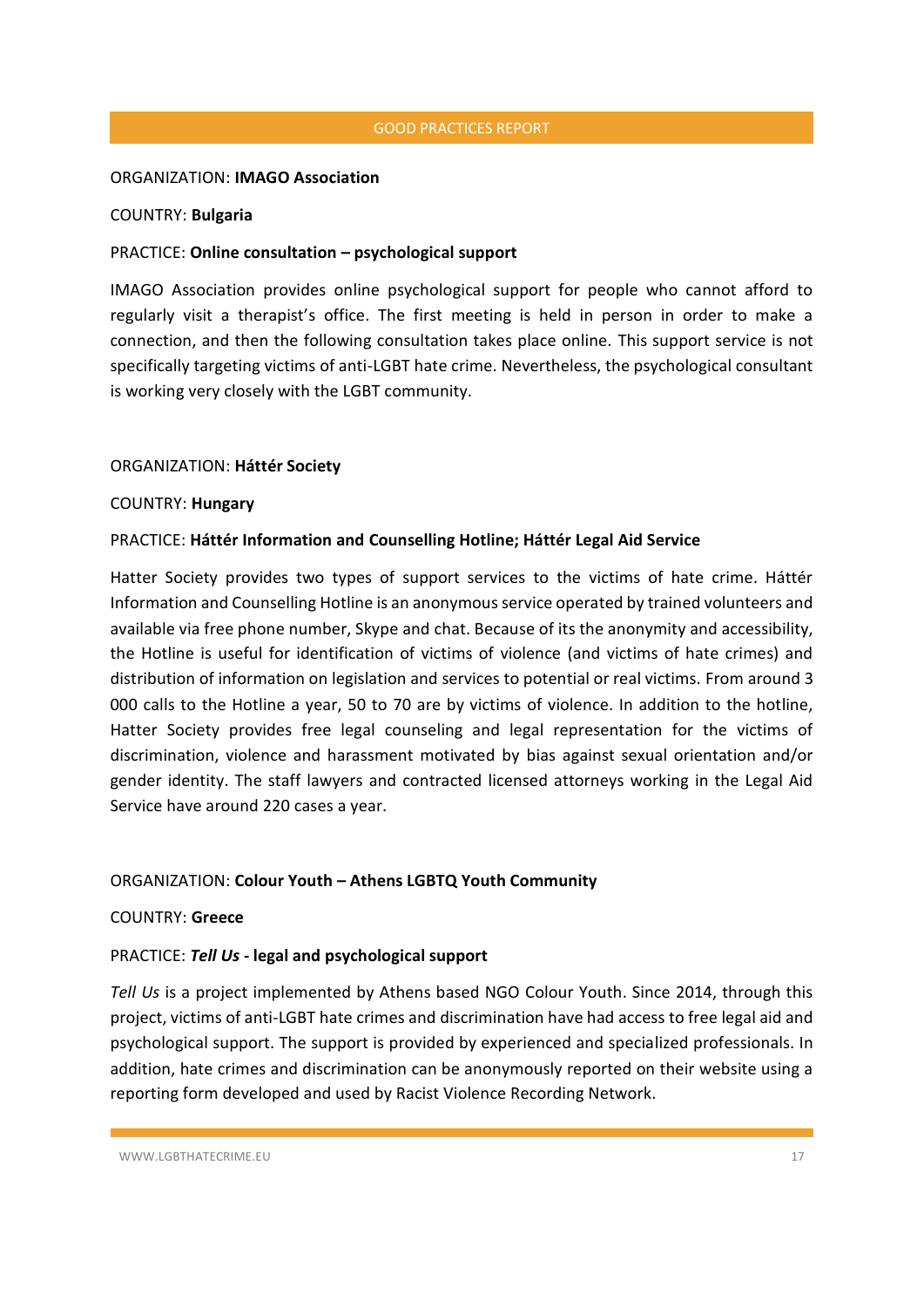ORGANIZATION: **IMAGO Association**

COUNTRY: **Bulgaria**

PRACTICE: **Online consultation – psychological support**

IMAGO Association provides online psychological support for people who cannot afford to regularly visit a therapist's office. The first meeting is held in person in order to make a connection, and then the following consultation takes place online. This support service is not specifically targeting victims of anti-LGBT hate crime. Nevertheless, the psychological consultant is working very closely with the LGBT community.

ORGANIZATION: **Háttér Society**

COUNTRY: **Hungary**

PRACTICE: **Háttér Information and Counselling Hotline; Háttér Legal Aid Service**

Hatter Society provides two types of support services to the victims of hate crime. Háttér Information and Counselling Hotline is an anonymous service operated by trained volunteers and available via free phone number, Skype and chat. Because of its the anonymity and accessibility, the Hotline is useful for identification of victims of violence (and victims of hate crimes) and distribution of information on legislation and services to potential or real victims. From around 3 000 calls to the Hotline a year, 50 to 70 are by victims of violence. In addition to the hotline, Hatter Society provides free legal counseling and legal representation for the victims of discrimination, violence and harassment motivated by bias against sexual orientation and/or gender identity. The staff lawyers and contracted licensed attorneys working in the Legal Aid Service have around 220 cases a year.

ORGANIZATION: **Colour Youth – Athens LGBTQ Youth Community**

COUNTRY: **Greece**

PRACTICE: ***Tell Us* - legal and psychological support**

*Tell Us* is a project implemented by Athens based NGO Colour Youth. Since 2014, through this project, victims of anti-LGBT hate crimes and discrimination have had access to free legal aid and psychological support. The support is provided by experienced and specialized professionals. In addition, hate crimes and discrimination can be anonymously reported on their website using a reporting form developed and used by Racist Violence Recording Network.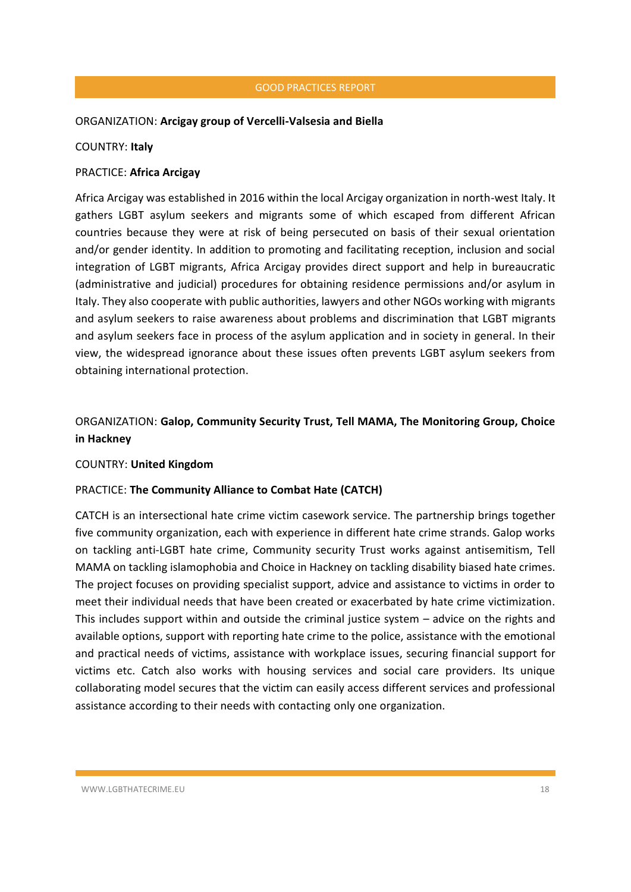ORGANIZATION: **Arcigay group of Vercelli-Valsesia and Biella**

COUNTRY: **Italy**

PRACTICE: **Africa Arcigay**

Africa Arcigay was established in 2016 within the local Arcigay organization in north-west Italy. It gathers LGBT asylum seekers and migrants some of which escaped from different African countries because they were at risk of being persecuted on basis of their sexual orientation and/or gender identity. In addition to promoting and facilitating reception, inclusion and social integration of LGBT migrants, Africa Arcigay provides direct support and help in bureaucratic (administrative and judicial) procedures for obtaining residence permissions and/or asylum in Italy. They also cooperate with public authorities, lawyers and other NGOs working with migrants and asylum seekers to raise awareness about problems and discrimination that LGBT migrants and asylum seekers face in process of the asylum application and in society in general. In their view, the widespread ignorance about these issues often prevents LGBT asylum seekers from obtaining international protection.

ORGANIZATION: **Galop, Community Security Trust, Tell MAMA, The Monitoring Group, Choice in Hackney**

COUNTRY: **United Kingdom**

PRACTICE: **The Community Alliance to Combat Hate (CATCH)**

CATCH is an intersectional hate crime victim casework service. The partnership brings together five community organization, each with experience in different hate crime strands. Galop works on tackling anti-LGBT hate crime, Community security Trust works against antisemitism, Tell MAMA on tackling islamophobia and Choice in Hackney on tackling disability biased hate crimes. The project focuses on providing specialist support, advice and assistance to victims in order to meet their individual needs that have been created or exacerbated by hate crime victimization. This includes support within and outside the criminal justice system – advice on the rights and available options, support with reporting hate crime to the police, assistance with the emotional and practical needs of victims, assistance with workplace issues, securing financial support for victims etc. Catch also works with housing services and social care providers. Its unique collaborating model secures that the victim can easily access different services and professional assistance according to their needs with contacting only one organization.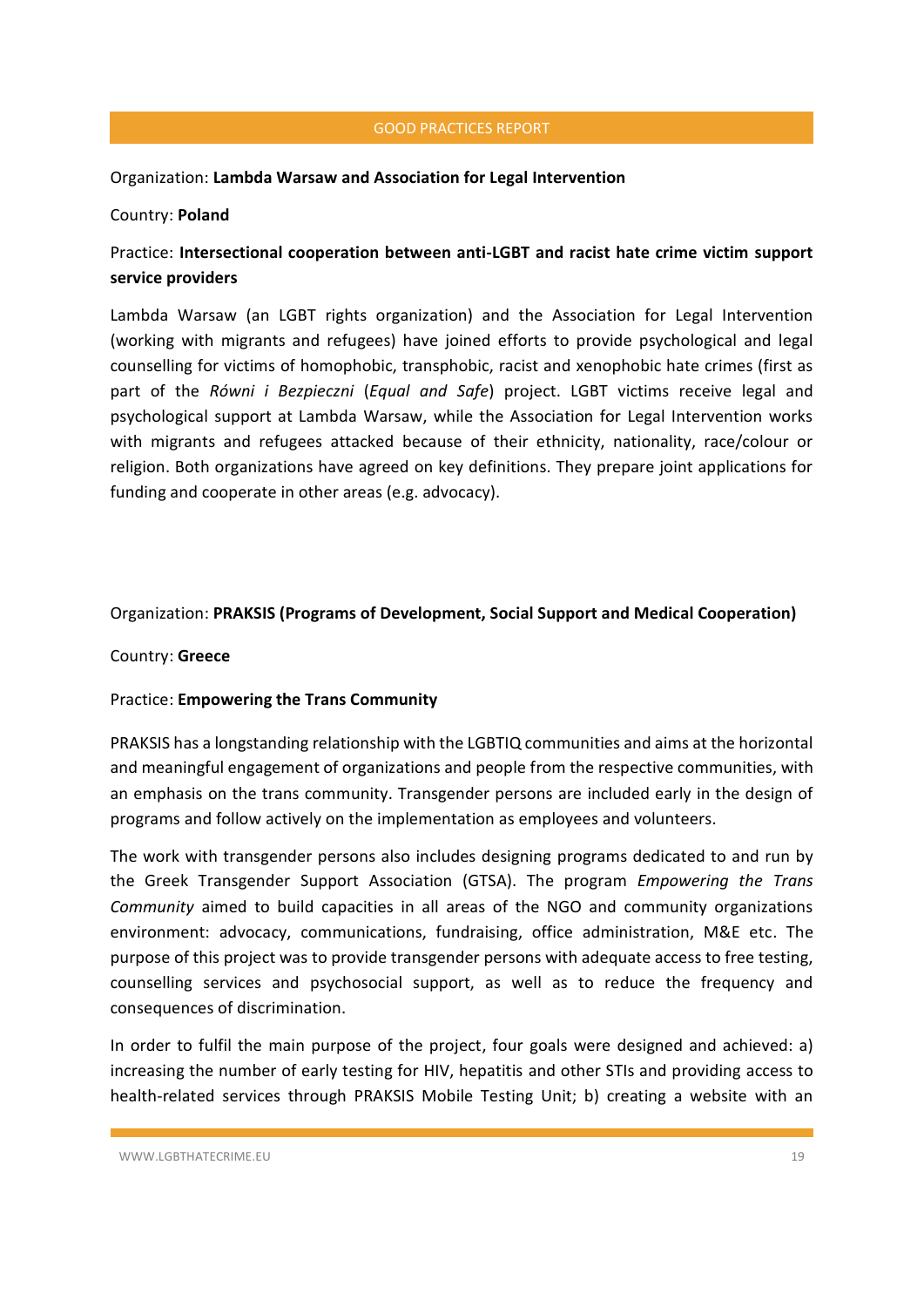Organization: **Lambda Warsaw and Association for Legal Intervention**

Country: **Poland**

Practice: **Intersectional cooperation between anti-LGBT and racist hate crime victim support service providers**

Lambda Warsaw (an LGBT rights organization) and the Association for Legal Intervention (working with migrants and refugees) have joined efforts to provide psychological and legal counselling for victims of homophobic, transphobic, racist and xenophobic hate crimes (first as part of the *Równi i Bezpieczni* (*Equal and Safe*) project. LGBT victims receive legal and psychological support at Lambda Warsaw, while the Association for Legal Intervention works with migrants and refugees attacked because of their ethnicity, nationality, race/colour or religion. Both organizations have agreed on key definitions. They prepare joint applications for funding and cooperate in other areas (e.g. advocacy).

Organization: **PRAKSIS (Programs of Development, Social Support and Medical Cooperation)**

Country: **Greece**

Practice: **Empowering the Trans Community**

PRAKSIS has a longstanding relationship with the LGBTIQ communities and aims at the horizontal and meaningful engagement of organizations and people from the respective communities, with an emphasis on the trans community. Transgender persons are included early in the design of programs and follow actively on the implementation as employees and volunteers.

The work with transgender persons also includes designing programs dedicated to and run by the Greek Transgender Support Association (GTSA). The program *Empowering the Trans Community* aimed to build capacities in all areas of the NGO and community organizations environment: advocacy, communications, fundraising, office administration, M&E etc. The purpose of this project was to provide transgender persons with adequate access to free testing, counselling services and psychosocial support, as well as to reduce the frequency and consequences of discrimination.

In order to fulfil the main purpose of the project, four goals were designed and achieved: a) increasing the number of early testing for HIV, hepatitis and other STIs and providing access to health-related services through PRAKSIS Mobile Testing Unit; b) creating a website with an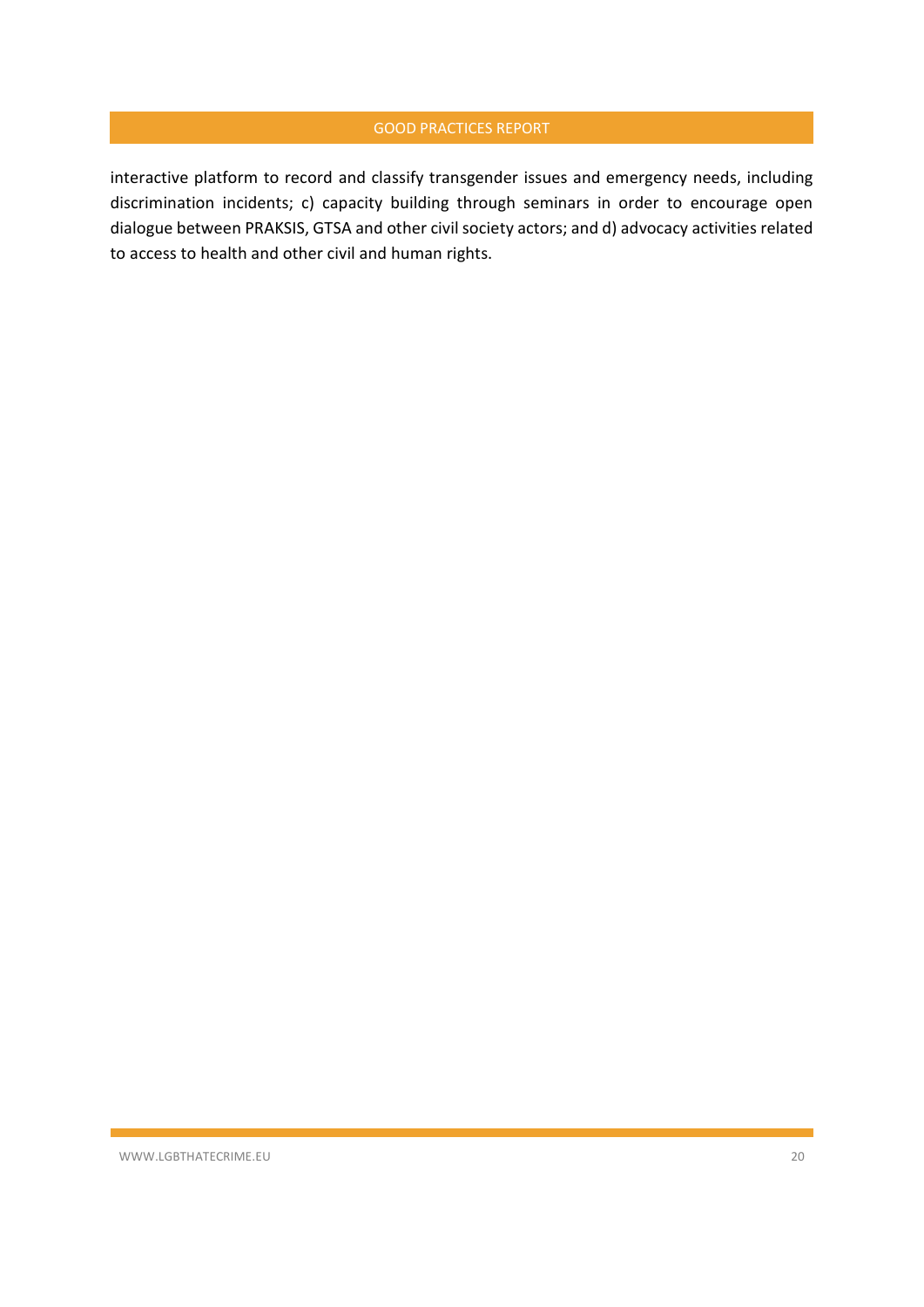interactive platform to record and classify transgender issues and emergency needs, including discrimination incidents; c) capacity building through seminars in order to encourage open dialogue between PRAKSIS, GTSA and other civil society actors; and d) advocacy activities related to access to health and other civil and human rights.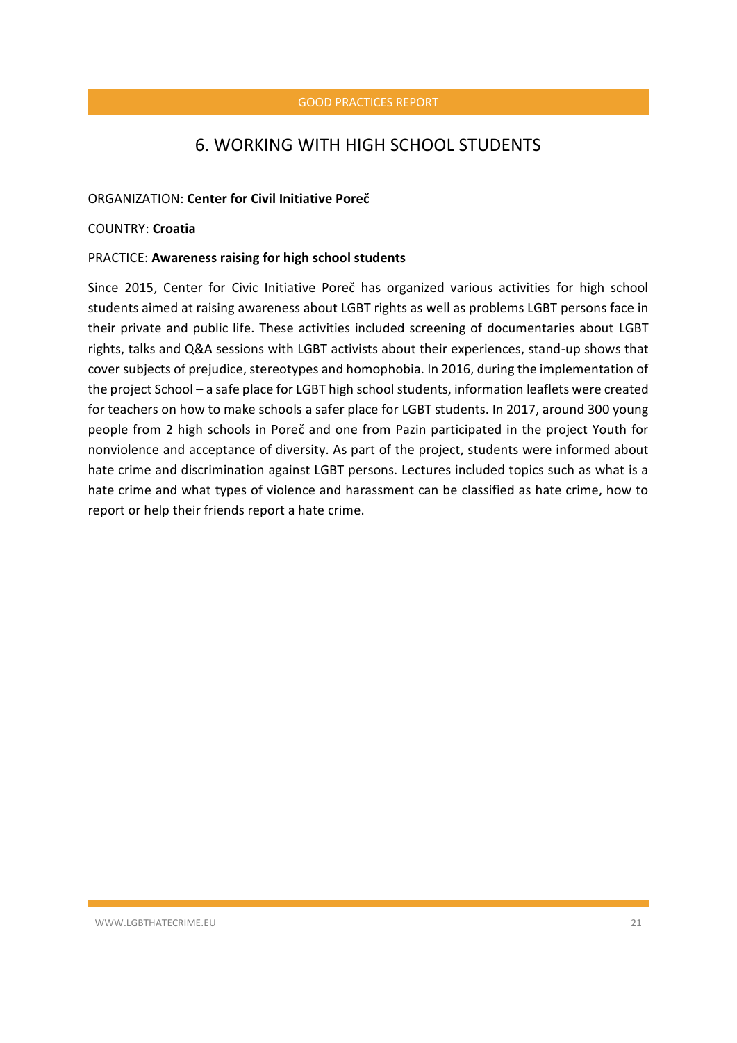## 6. WORKING WITH HIGH SCHOOL STUDENTS

ORGANIZATION: **Center for Civil Initiative Poreč**

COUNTRY: **Croatia**

PRACTICE: **Awareness raising for high school students**

Since 2015, Center for Civic Initiative Poreč has organized various activities for high school students aimed at raising awareness about LGBT rights as well as problems LGBT persons face in their private and public life. These activities included screening of documentaries about LGBT rights, talks and Q&A sessions with LGBT activists about their experiences, stand-up shows that cover subjects of prejudice, stereotypes and homophobia. In 2016, during the implementation of the project School – a safe place for LGBT high school students, information leaflets were created for teachers on how to make schools a safer place for LGBT students. In 2017, around 300 young people from 2 high schools in Poreč and one from Pazin participated in the project Youth for nonviolence and acceptance of diversity. As part of the project, students were informed about hate crime and discrimination against LGBT persons. Lectures included topics such as what is a hate crime and what types of violence and harassment can be classified as hate crime, how to report or help their friends report a hate crime.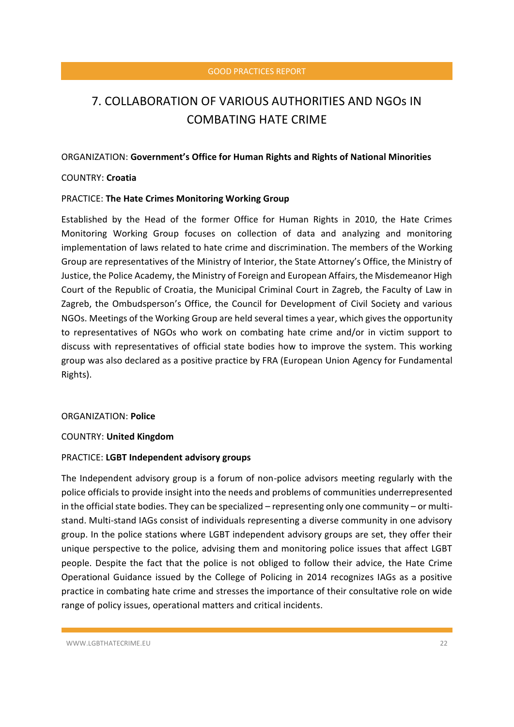# 7. COLLABORATION OF VARIOUS AUTHORITIES AND NGOs IN COMBATING HATE CRIME

ORGANIZATION: **Government's Office for Human Rights and Rights of National Minorities**

COUNTRY: **Croatia**

PRACTICE: **The Hate Crimes Monitoring Working Group**

Established by the Head of the former Office for Human Rights in 2010, the Hate Crimes Monitoring Working Group focuses on collection of data and analyzing and monitoring implementation of laws related to hate crime and discrimination. The members of the Working Group are representatives of the Ministry of Interior, the State Attorney's Office, the Ministry of Justice, the Police Academy, the Ministry of Foreign and European Affairs, the Misdemeanor High Court of the Republic of Croatia, the Municipal Criminal Court in Zagreb, the Faculty of Law in Zagreb, the Ombudsperson's Office, the Council for Development of Civil Society and various NGOs. Meetings of the Working Group are held several times a year, which gives the opportunity to representatives of NGOs who work on combating hate crime and/or in victim support to discuss with representatives of official state bodies how to improve the system. This working group was also declared as a positive practice by FRA (European Union Agency for Fundamental Rights).

ORGANIZATION: **Police**

COUNTRY: **United Kingdom**

PRACTICE: **LGBT Independent advisory groups**

The Independent advisory group is a forum of non-police advisors meeting regularly with the police officials to provide insight into the needs and problems of communities underrepresented in the official state bodies. They can be specialized – representing only one community – or multi-stand. Multi-stand IAGs consist of individuals representing a diverse community in one advisory group. In the police stations where LGBT independent advisory groups are set, they offer their unique perspective to the police, advising them and monitoring police issues that affect LGBT people. Despite the fact that the police is not obliged to follow their advice, the Hate Crime Operational Guidance issued by the College of Policing in 2014 recognizes IAGs as a positive practice in combating hate crime and stresses the importance of their consultative role on wide range of policy issues, operational matters and critical incidents.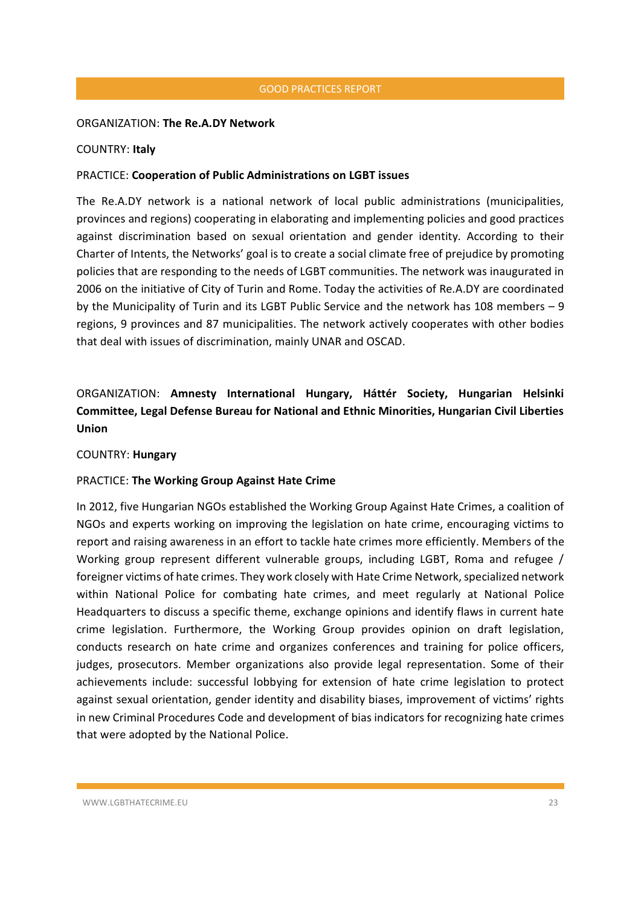ORGANIZATION: **The Re.A.DY Network**

COUNTRY: **Italy**

PRACTICE: **Cooperation of Public Administrations on LGBT issues**

The Re.A.DY network is a national network of local public administrations (municipalities, provinces and regions) cooperating in elaborating and implementing policies and good practices against discrimination based on sexual orientation and gender identity. According to their Charter of Intents, the Networks' goal is to create a social climate free of prejudice by promoting policies that are responding to the needs of LGBT communities. The network was inaugurated in 2006 on the initiative of City of Turin and Rome. Today the activities of Re.A.DY are coordinated by the Municipality of Turin and its LGBT Public Service and the network has 108 members – 9 regions, 9 provinces and 87 municipalities. The network actively cooperates with other bodies that deal with issues of discrimination, mainly UNAR and OSCAD.

ORGANIZATION: **Amnesty International Hungary, Háttér Society, Hungarian Helsinki Committee, Legal Defense Bureau for National and Ethnic Minorities, Hungarian Civil Liberties Union**

COUNTRY: **Hungary**

PRACTICE: **The Working Group Against Hate Crime**

In 2012, five Hungarian NGOs established the Working Group Against Hate Crimes, a coalition of NGOs and experts working on improving the legislation on hate crime, encouraging victims to report and raising awareness in an effort to tackle hate crimes more efficiently. Members of the Working group represent different vulnerable groups, including LGBT, Roma and refugee / foreigner victims of hate crimes. They work closely with Hate Crime Network, specialized network within National Police for combating hate crimes, and meet regularly at National Police Headquarters to discuss a specific theme, exchange opinions and identify flaws in current hate crime legislation. Furthermore, the Working Group provides opinion on draft legislation, conducts research on hate crime and organizes conferences and training for police officers, judges, prosecutors. Member organizations also provide legal representation. Some of their achievements include: successful lobbying for extension of hate crime legislation to protect against sexual orientation, gender identity and disability biases, improvement of victims' rights in new Criminal Procedures Code and development of bias indicators for recognizing hate crimes that were adopted by the National Police.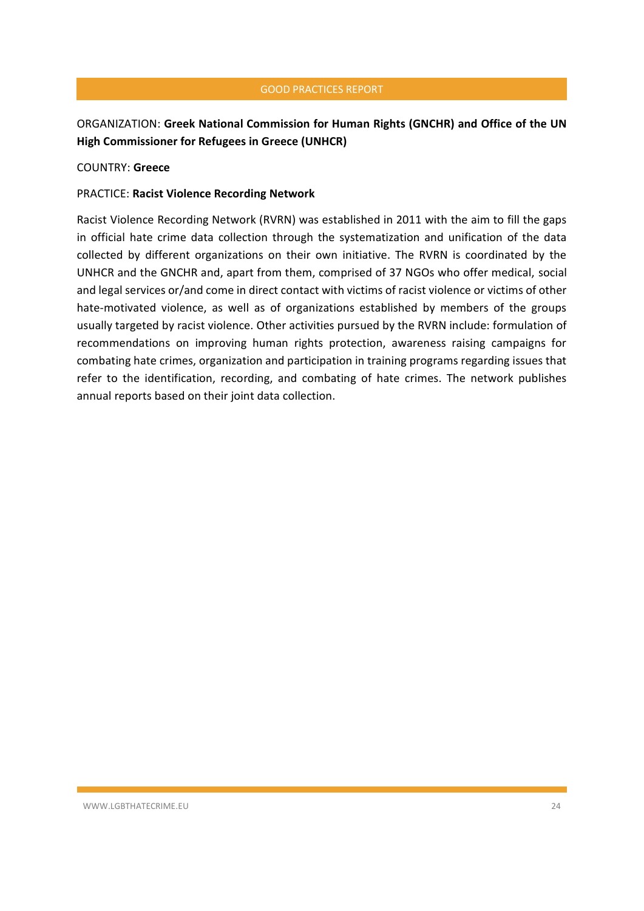ORGANIZATION: **Greek National Commission for Human Rights (GNCHR) and Office of the UN High Commissioner for Refugees in Greece (UNHCR)**

COUNTRY: **Greece**

PRACTICE: **Racist Violence Recording Network**

Racist Violence Recording Network (RVRN) was established in 2011 with the aim to fill the gaps in official hate crime data collection through the systematization and unification of the data collected by different organizations on their own initiative. The RVRN is coordinated by the UNHCR and the GNCHR and, apart from them, comprised of 37 NGOs who offer medical, social and legal services or/and come in direct contact with victims of racist violence or victims of other hate-motivated violence, as well as of organizations established by members of the groups usually targeted by racist violence. Other activities pursued by the RVRN include: formulation of recommendations on improving human rights protection, awareness raising campaigns for combating hate crimes, organization and participation in training programs regarding issues that refer to the identification, recording, and combating of hate crimes. The network publishes annual reports based on their joint data collection.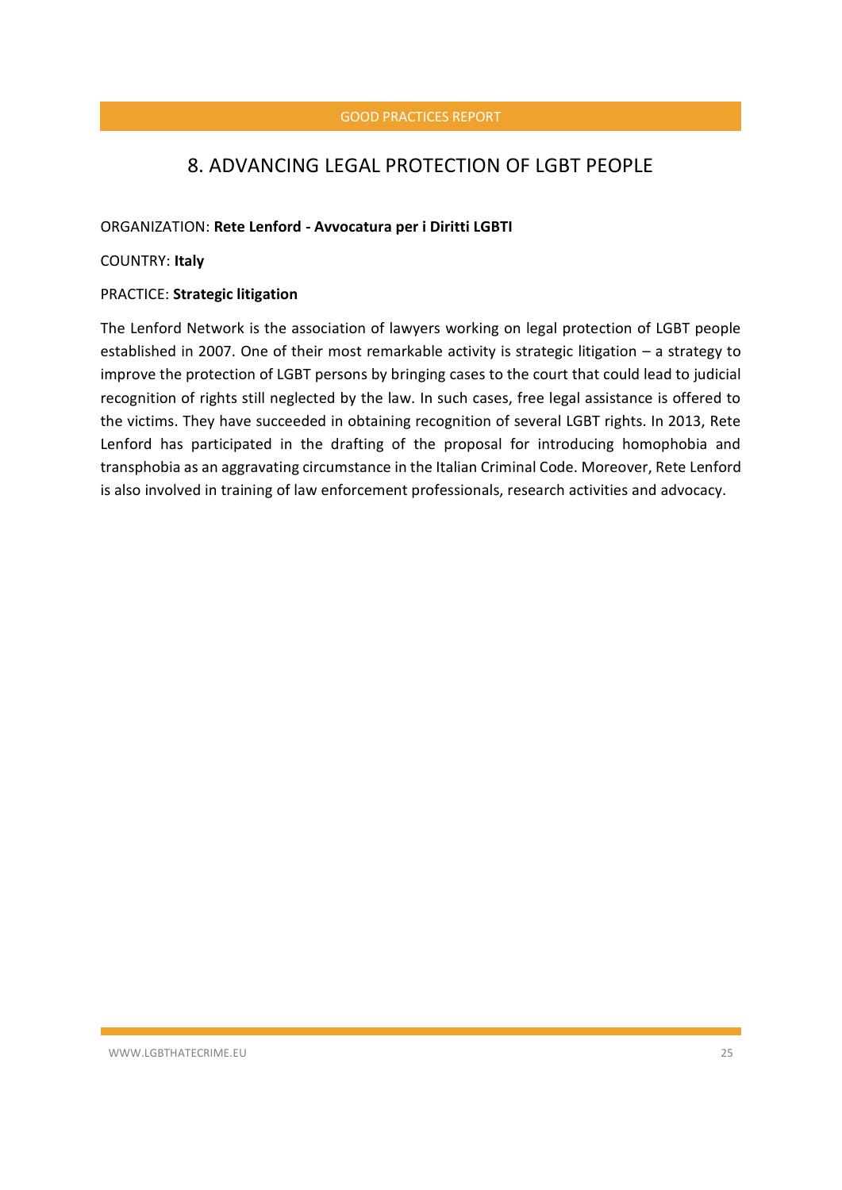## 8. ADVANCING LEGAL PROTECTION OF LGBT PEOPLE

ORGANIZATION: **Rete Lenford - Avvocatura per i Diritti LGBTI**

COUNTRY: **Italy**

PRACTICE: **Strategic litigation**

The Lenford Network is the association of lawyers working on legal protection of LGBT people established in 2007. One of their most remarkable activity is strategic litigation – a strategy to improve the protection of LGBT persons by bringing cases to the court that could lead to judicial recognition of rights still neglected by the law. In such cases, free legal assistance is offered to the victims. They have succeeded in obtaining recognition of several LGBT rights. In 2013, Rete Lenford has participated in the drafting of the proposal for introducing homophobia and transphobia as an aggravating circumstance in the Italian Criminal Code. Moreover, Rete Lenford is also involved in training of law enforcement professionals, research activities and advocacy.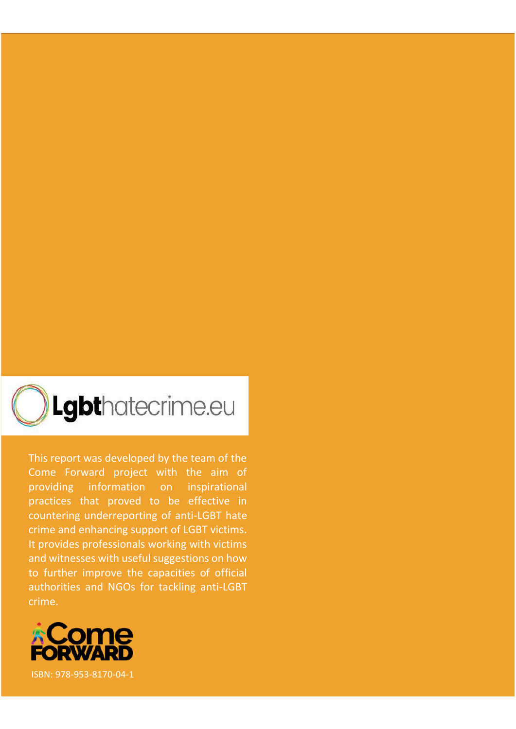Lgbthatecrime.eu

This report was developed by the team of the Come Forward project with the aim of providing information on inspirational practices that proved to be effective in countering underreporting of anti-LGBT hate crime and enhancing support of LGBT victims. It provides professionals working with victims and witnesses with useful suggestions on how to further improve the capacities of official authorities and NGOs for tackling anti-LGBT crime.

Come FORWARD

ISBN: 978-953-8170-04-1